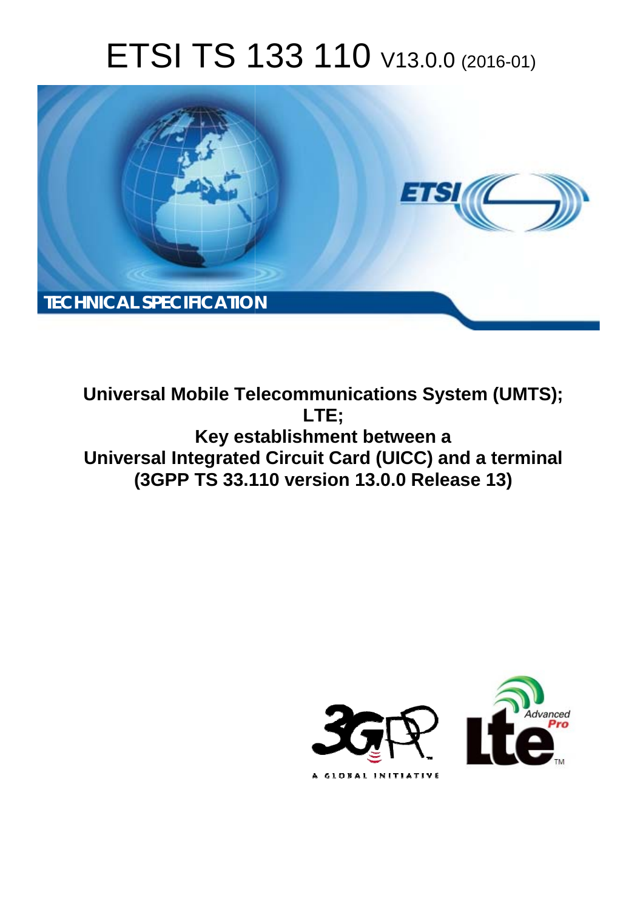# ETSI TS 133 110 V13.0.0 (2016-01)

TECHNICAL SPECIFICATION

**Universal Mobile Telecommunications System (UMTS); LTE; Key establishment between a Universal Integrated Circuit Card (UICC) and a terminal (3GPP TS 33.110 version 13.0.0 Release 13)**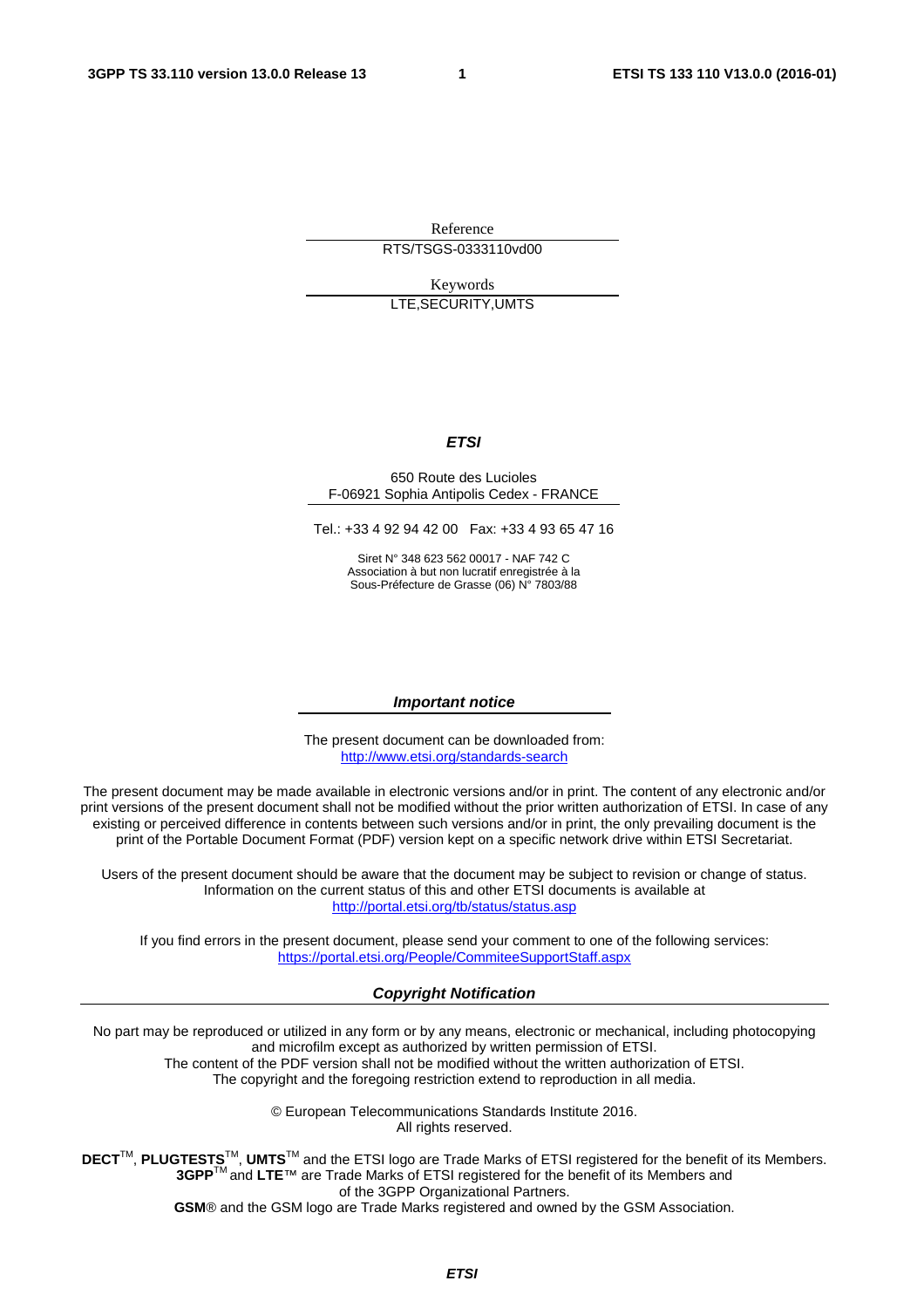Reference

RTS/TSGS-0333110vd00

Keywords

LTE,SECURITY,UMTS

***ETSI***

650 Route des Lucioles
F-06921 Sophia Antipolis Cedex - FRANCE

Tel.: +33 4 92 94 42 00 Fax: +33 4 93 65 47 16

Siret N° 348 623 562 00017 - NAF 742 C
Association à but non lucratif enregistrée à la
Sous-Préfecture de Grasse (06) N° 7803/88

***Important notice***

The present document can be downloaded from:
http://www.etsi.org/standards-search

The present document may be made available in electronic versions and/or in print. The content of any electronic and/or print versions of the present document shall not be modified without the prior written authorization of ETSI. In case of any existing or perceived difference in contents between such versions and/or in print, the only prevailing document is the print of the Portable Document Format (PDF) version kept on a specific network drive within ETSI Secretariat.

Users of the present document should be aware that the document may be subject to revision or change of status. Information on the current status of this and other ETSI documents is available at
http://portal.etsi.org/tb/status/status.asp

If you find errors in the present document, please send your comment to one of the following services:
https://portal.etsi.org/People/CommiteeSupportStaff.aspx

***Copyright Notification***

No part may be reproduced or utilized in any form or by any means, electronic or mechanical, including photocopying and microfilm except as authorized by written permission of ETSI.
The content of the PDF version shall not be modified without the written authorization of ETSI.
The copyright and the foregoing restriction extend to reproduction in all media.

© European Telecommunications Standards Institute 2016.
All rights reserved.

**DECT**™, **PLUGTESTS**™, **UMTS**™ and the ETSI logo are Trade Marks of ETSI registered for the benefit of its Members.
**3GPP**™ and **LTE**™ are Trade Marks of ETSI registered for the benefit of its Members and of the 3GPP Organizational Partners.
**GSM**® and the GSM logo are Trade Marks registered and owned by the GSM Association.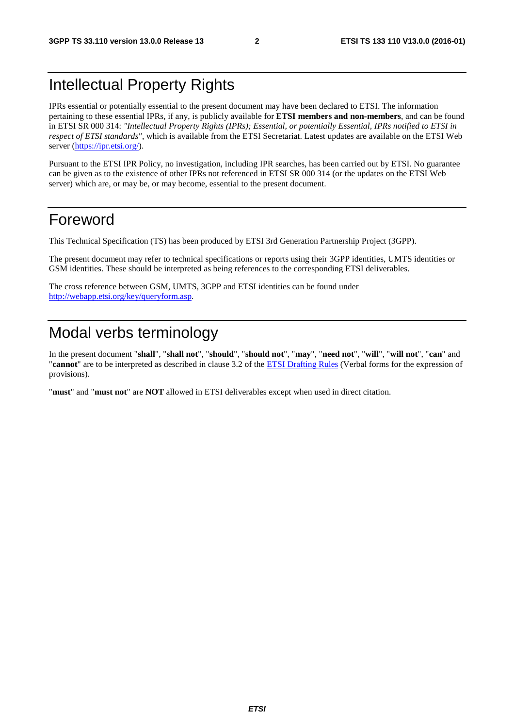# Intellectual Property Rights

IPRs essential or potentially essential to the present document may have been declared to ETSI. The information pertaining to these essential IPRs, if any, is publicly available for **ETSI members and non-members**, and can be found in ETSI SR 000 314: *"Intellectual Property Rights (IPRs); Essential, or potentially Essential, IPRs notified to ETSI in respect of ETSI standards"*, which is available from the ETSI Secretariat. Latest updates are available on the ETSI Web server (https://ipr.etsi.org/).

Pursuant to the ETSI IPR Policy, no investigation, including IPR searches, has been carried out by ETSI. No guarantee can be given as to the existence of other IPRs not referenced in ETSI SR 000 314 (or the updates on the ETSI Web server) which are, or may be, or may become, essential to the present document.

# Foreword

This Technical Specification (TS) has been produced by ETSI 3rd Generation Partnership Project (3GPP).

The present document may refer to technical specifications or reports using their 3GPP identities, UMTS identities or GSM identities. These should be interpreted as being references to the corresponding ETSI deliverables.

The cross reference between GSM, UMTS, 3GPP and ETSI identities can be found under http://webapp.etsi.org/key/queryform.asp.

# Modal verbs terminology

In the present document "**shall**", "**shall not**", "**should**", "**should not**", "**may**", "**need not**", "**will**", "**will not**", "**can**" and "**cannot**" are to be interpreted as described in clause 3.2 of the ETSI Drafting Rules (Verbal forms for the expression of provisions).

"**must**" and "**must not**" are **NOT** allowed in ETSI deliverables except when used in direct citation.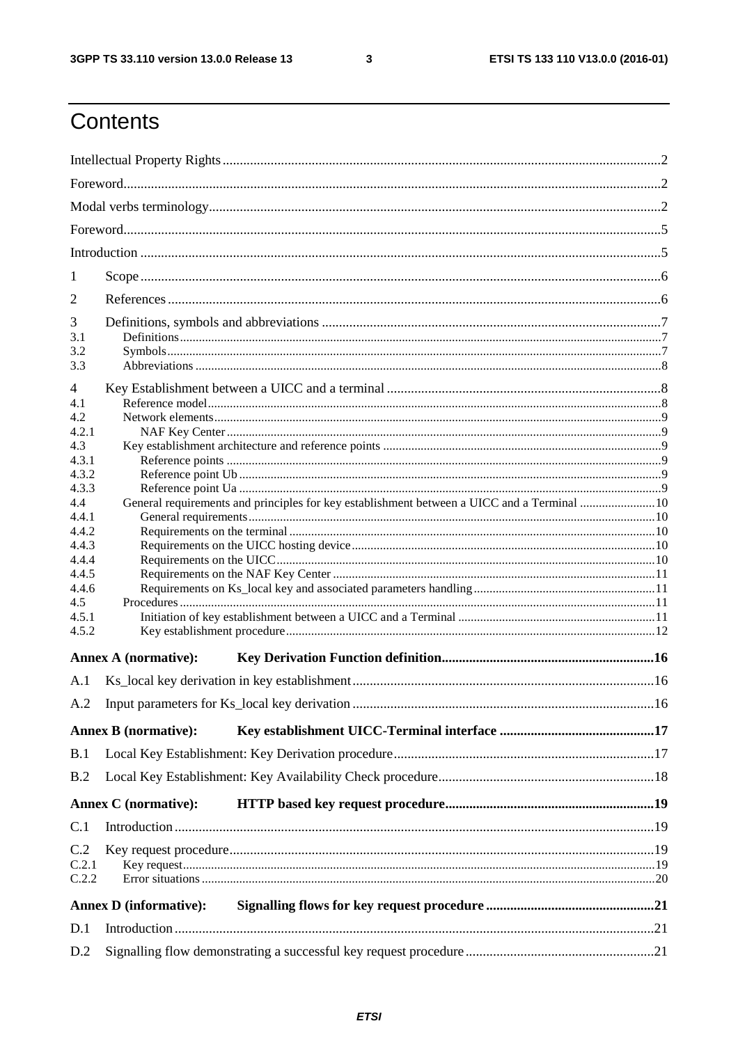# Contents

Intellectual Property Rights ..... 2

Foreword ..... 2

Modal verbs terminology ..... 2

Foreword ..... 5

Introduction ..... 5

1 Scope ..... 6

2 References ..... 6

3 Definitions, symbols and abbreviations ..... 7
- 3.1 Definitions ..... 7
- 3.2 Symbols ..... 7
- 3.3 Abbreviations ..... 8

4 Key Establishment between a UICC and a terminal ..... 8
- 4.1 Reference model ..... 8
- 4.2 Network elements ..... 9
- 4.2.1 NAF Key Center ..... 9
- 4.3 Key establishment architecture and reference points ..... 9
- 4.3.1 Reference points ..... 9
- 4.3.2 Reference point Ub ..... 9
- 4.3.3 Reference point Ua ..... 9
- 4.4 General requirements and principles for key establishment between a UICC and a Terminal ..... 10
- 4.4.1 General requirements ..... 10
- 4.4.2 Requirements on the terminal ..... 10
- 4.4.3 Requirements on the UICC hosting device ..... 10
- 4.4.4 Requirements on the UICC ..... 10
- 4.4.5 Requirements on the NAF Key Center ..... 11
- 4.4.6 Requirements on Ks_local key and associated parameters handling ..... 11
- 4.5 Procedures ..... 11
- 4.5.1 Initiation of key establishment between a UICC and a Terminal ..... 11
- 4.5.2 Key establishment procedure ..... 12

**Annex A (normative): Key Derivation Function definition ..... 16**

A.1 Ks_local key derivation in key establishment ..... 16

A.2 Input parameters for Ks_local key derivation ..... 16

**Annex B (normative): Key establishment UICC-Terminal interface ..... 17**

B.1 Local Key Establishment: Key Derivation procedure ..... 17

B.2 Local Key Establishment: Key Availability Check procedure ..... 18

**Annex C (normative): HTTP based key request procedure ..... 19**

C.1 Introduction ..... 19

C.2 Key request procedure ..... 19
- C.2.1 Key request ..... 19
- C.2.2 Error situations ..... 20

**Annex D (informative): Signalling flows for key request procedure ..... 21**

D.1 Introduction ..... 21

D.2 Signalling flow demonstrating a successful key request procedure ..... 21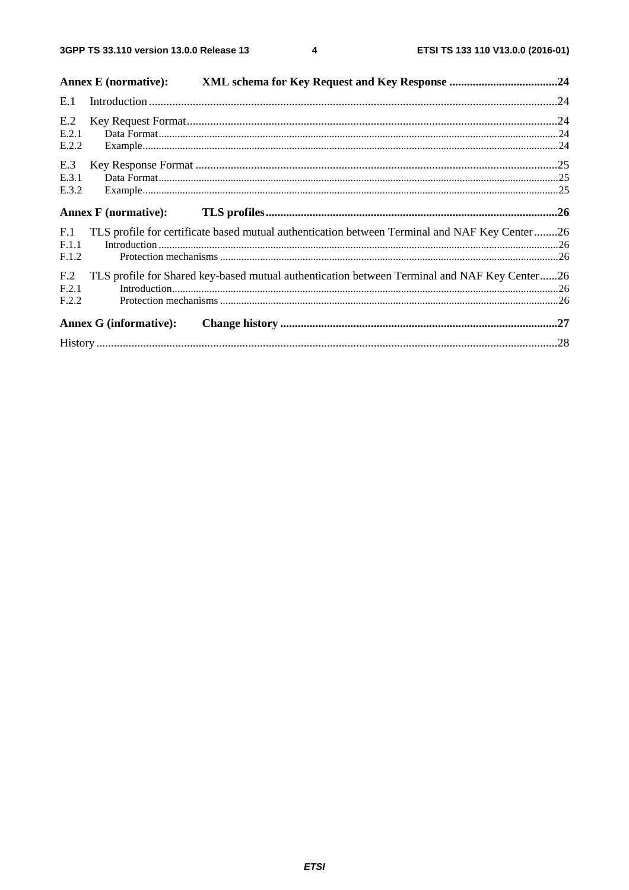Annex E (normative): XML schema for Key Request and Key Response .....................................24

E.1 Introduction ..........................................................................................................................................24

E.2 Key Request Format.............................................................................................................................24

E.2.1 Data Format......................................................................................................................................24

E.2.2 Example............................................................................................................................................24

E.3 Key Response Format ..........................................................................................................................25

E.3.1 Data Format......................................................................................................................................25

E.3.2 Example............................................................................................................................................25

Annex F (normative): TLS profiles...................................................................................................26

F.1 TLS profile for certificate based mutual authentication between Terminal and NAF Key Center........26

F.1.1 Introduction......................................................................................................................................26

F.1.2 Protection mechanisms ....................................................................................................................26

F.2 TLS profile for Shared key-based mutual authentication between Terminal and NAF Key Center......26

F.2.1 Introduction......................................................................................................................................26

F.2.2 Protection mechanisms ....................................................................................................................26

Annex G (informative): Change history .............................................................................................27

History ............................................................................................................................................................28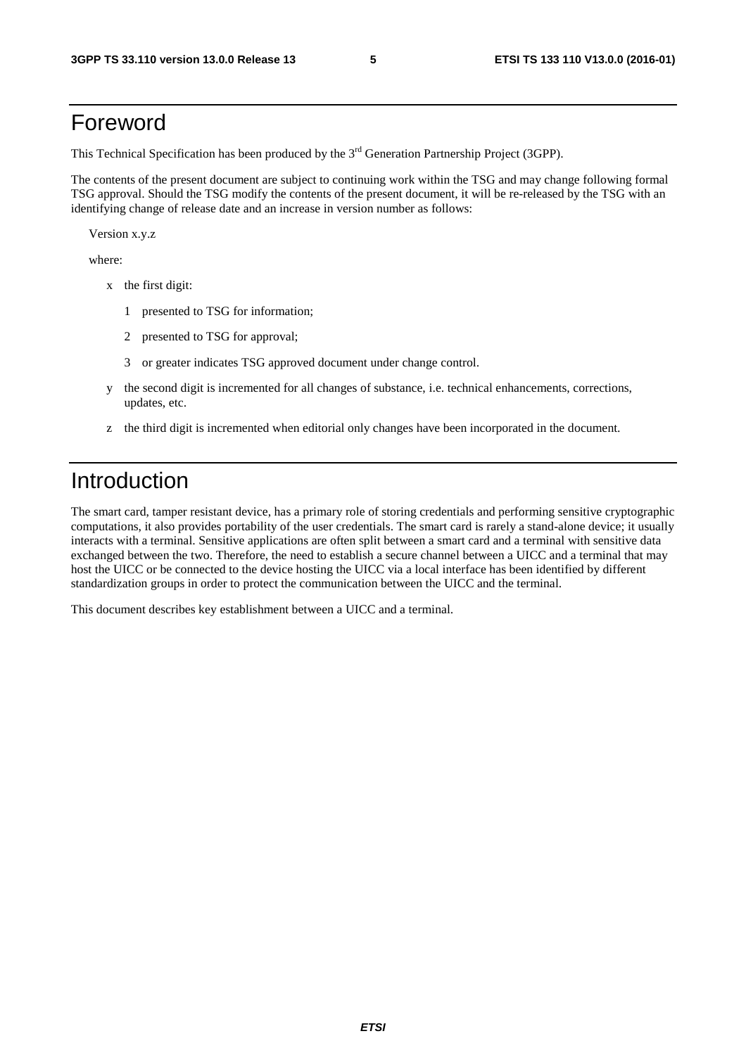# Foreword

This Technical Specification has been produced by the 3rd Generation Partnership Project (3GPP).

The contents of the present document are subject to continuing work within the TSG and may change following formal TSG approval. Should the TSG modify the contents of the present document, it will be re-released by the TSG with an identifying change of release date and an increase in version number as follows:

Version x.y.z

where:

- x the first digit:
  - 1 presented to TSG for information;
  - 2 presented to TSG for approval;
  - 3 or greater indicates TSG approved document under change control.
- y the second digit is incremented for all changes of substance, i.e. technical enhancements, corrections, updates, etc.
- z the third digit is incremented when editorial only changes have been incorporated in the document.

# Introduction

The smart card, tamper resistant device, has a primary role of storing credentials and performing sensitive cryptographic computations, it also provides portability of the user credentials. The smart card is rarely a stand-alone device; it usually interacts with a terminal. Sensitive applications are often split between a smart card and a terminal with sensitive data exchanged between the two. Therefore, the need to establish a secure channel between a UICC and a terminal that may host the UICC or be connected to the device hosting the UICC via a local interface has been identified by different standardization groups in order to protect the communication between the UICC and the terminal.

This document describes key establishment between a UICC and a terminal.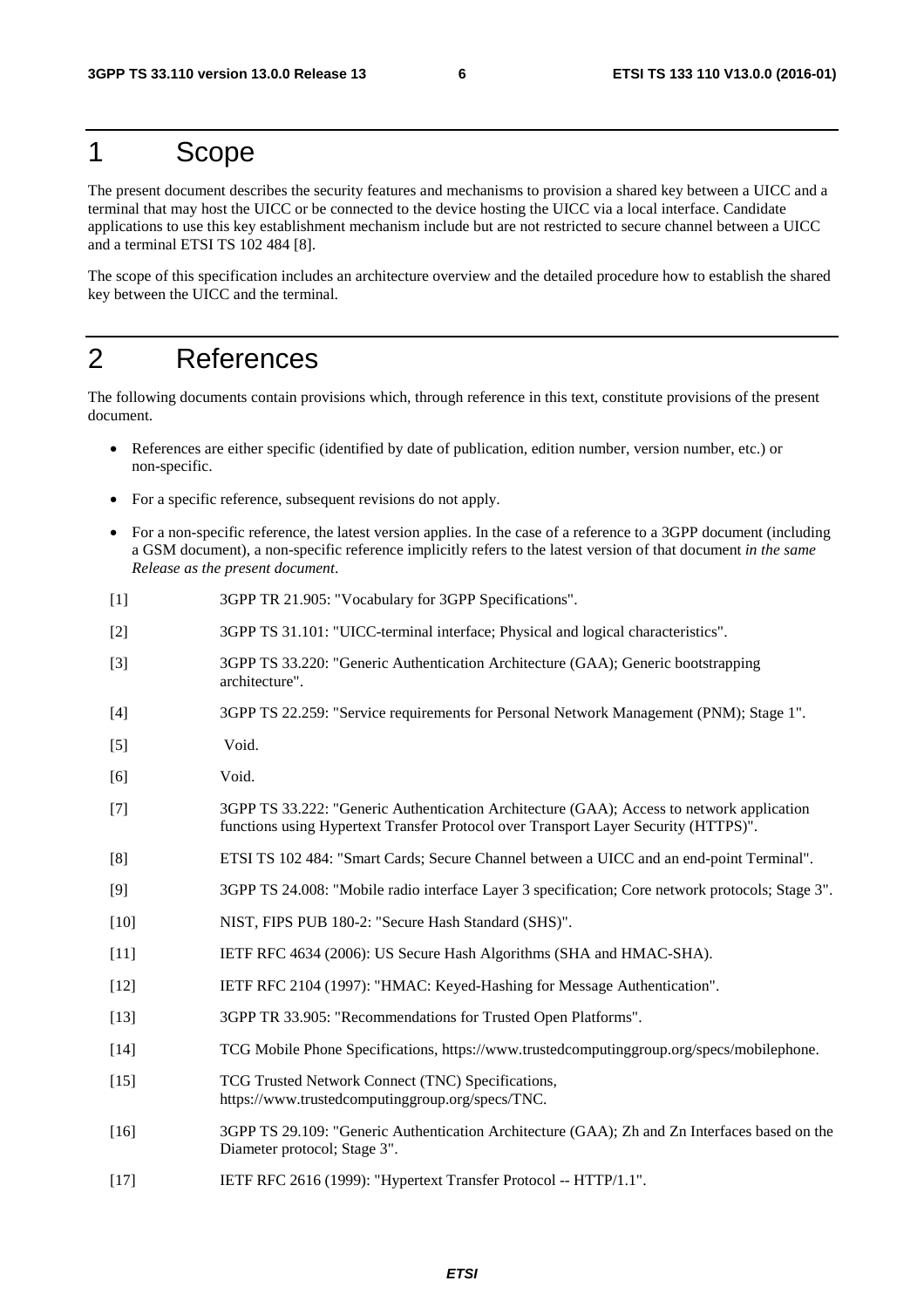# 1 Scope

The present document describes the security features and mechanisms to provision a shared key between a UICC and a terminal that may host the UICC or be connected to the device hosting the UICC via a local interface. Candidate applications to use this key establishment mechanism include but are not restricted to secure channel between a UICC and a terminal ETSI TS 102 484 [8].

The scope of this specification includes an architecture overview and the detailed procedure how to establish the shared key between the UICC and the terminal.

# 2 References

The following documents contain provisions which, through reference in this text, constitute provisions of the present document.

- References are either specific (identified by date of publication, edition number, version number, etc.) or non-specific.
- For a specific reference, subsequent revisions do not apply.
- For a non-specific reference, the latest version applies. In the case of a reference to a 3GPP document (including a GSM document), a non-specific reference implicitly refers to the latest version of that document *in the same Release as the present document*.

[1] 3GPP TR 21.905: "Vocabulary for 3GPP Specifications".

[2] 3GPP TS 31.101: "UICC-terminal interface; Physical and logical characteristics".

[3] 3GPP TS 33.220: "Generic Authentication Architecture (GAA); Generic bootstrapping architecture".

[4] 3GPP TS 22.259: "Service requirements for Personal Network Management (PNM); Stage 1".

[5] Void.

[6] Void.

[7] 3GPP TS 33.222: "Generic Authentication Architecture (GAA); Access to network application functions using Hypertext Transfer Protocol over Transport Layer Security (HTTPS)".

[8] ETSI TS 102 484: "Smart Cards; Secure Channel between a UICC and an end-point Terminal".

[9] 3GPP TS 24.008: "Mobile radio interface Layer 3 specification; Core network protocols; Stage 3".

[10] NIST, FIPS PUB 180-2: "Secure Hash Standard (SHS)".

[11] IETF RFC 4634 (2006): US Secure Hash Algorithms (SHA and HMAC-SHA).

[12] IETF RFC 2104 (1997): "HMAC: Keyed-Hashing for Message Authentication".

[13] 3GPP TR 33.905: "Recommendations for Trusted Open Platforms".

[14] TCG Mobile Phone Specifications, https://www.trustedcomputinggroup.org/specs/mobilephone.

[15] TCG Trusted Network Connect (TNC) Specifications, https://www.trustedcomputinggroup.org/specs/TNC.

[16] 3GPP TS 29.109: "Generic Authentication Architecture (GAA); Zh and Zn Interfaces based on the Diameter protocol; Stage 3".

[17] IETF RFC 2616 (1999): "Hypertext Transfer Protocol -- HTTP/1.1".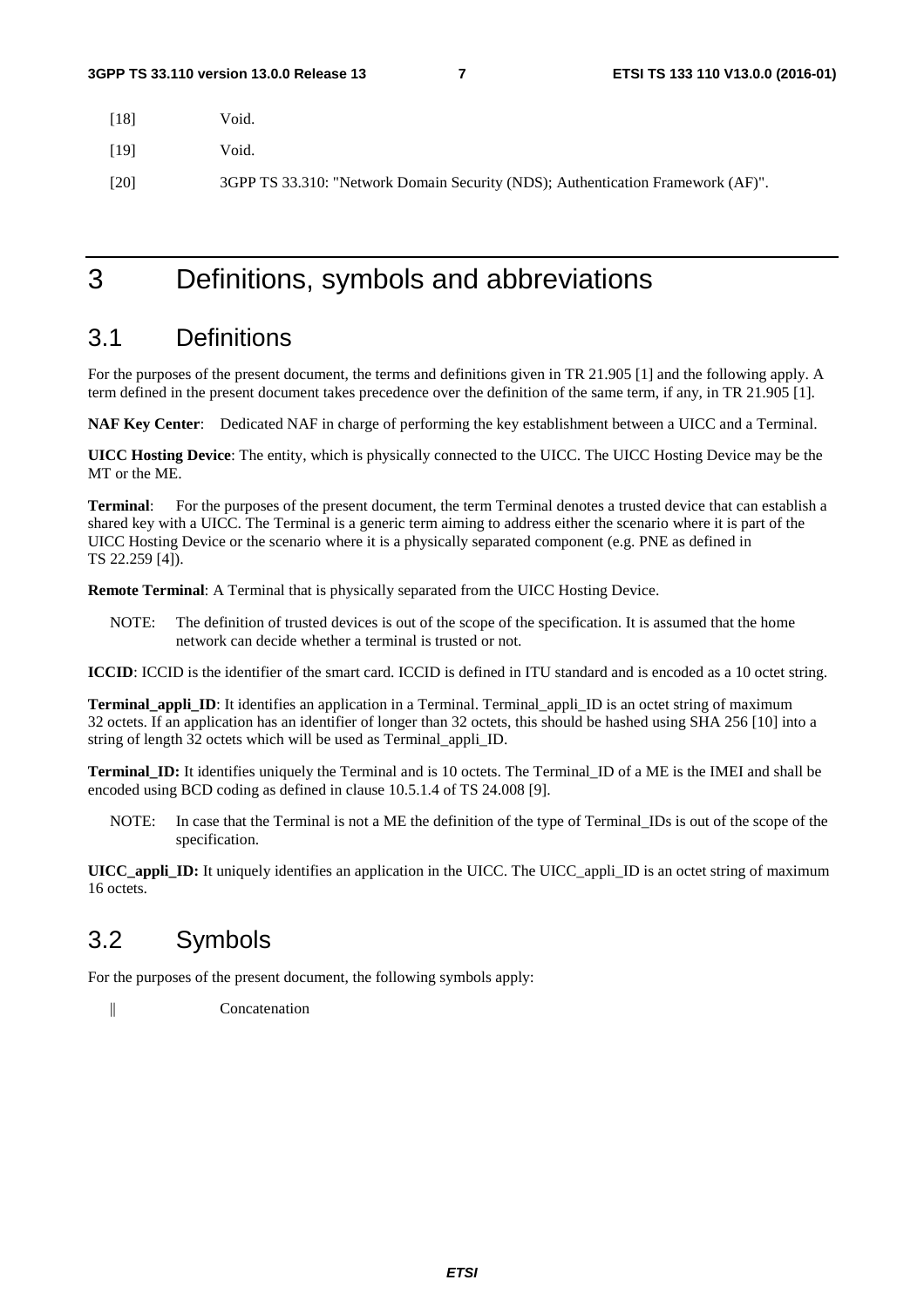[18] Void.

[19] Void.

[20] 3GPP TS 33.310: "Network Domain Security (NDS); Authentication Framework (AF)".

# 3 Definitions, symbols and abbreviations

## 3.1 Definitions

For the purposes of the present document, the terms and definitions given in TR 21.905 [1] and the following apply. A term defined in the present document takes precedence over the definition of the same term, if any, in TR 21.905 [1].

**NAF Key Center**: Dedicated NAF in charge of performing the key establishment between a UICC and a Terminal.

**UICC Hosting Device**: The entity, which is physically connected to the UICC. The UICC Hosting Device may be the MT or the ME.

**Terminal**: For the purposes of the present document, the term Terminal denotes a trusted device that can establish a shared key with a UICC. The Terminal is a generic term aiming to address either the scenario where it is part of the UICC Hosting Device or the scenario where it is a physically separated component (e.g. PNE as defined in TS 22.259 [4]).

**Remote Terminal**: A Terminal that is physically separated from the UICC Hosting Device.

NOTE: The definition of trusted devices is out of the scope of the specification. It is assumed that the home network can decide whether a terminal is trusted or not.

**ICCID**: ICCID is the identifier of the smart card. ICCID is defined in ITU standard and is encoded as a 10 octet string.

**Terminal_appli_ID**: It identifies an application in a Terminal. Terminal_appli_ID is an octet string of maximum 32 octets. If an application has an identifier of longer than 32 octets, this should be hashed using SHA 256 [10] into a string of length 32 octets which will be used as Terminal_appli_ID.

**Terminal_ID:** It identifies uniquely the Terminal and is 10 octets. The Terminal_ID of a ME is the IMEI and shall be encoded using BCD coding as defined in clause 10.5.1.4 of TS 24.008 [9].

NOTE: In case that the Terminal is not a ME the definition of the type of Terminal_IDs is out of the scope of the specification.

**UICC_appli_ID:** It uniquely identifies an application in the UICC. The UICC_appli_ID is an octet string of maximum 16 octets.

## 3.2 Symbols

For the purposes of the present document, the following symbols apply:

|| Concatenation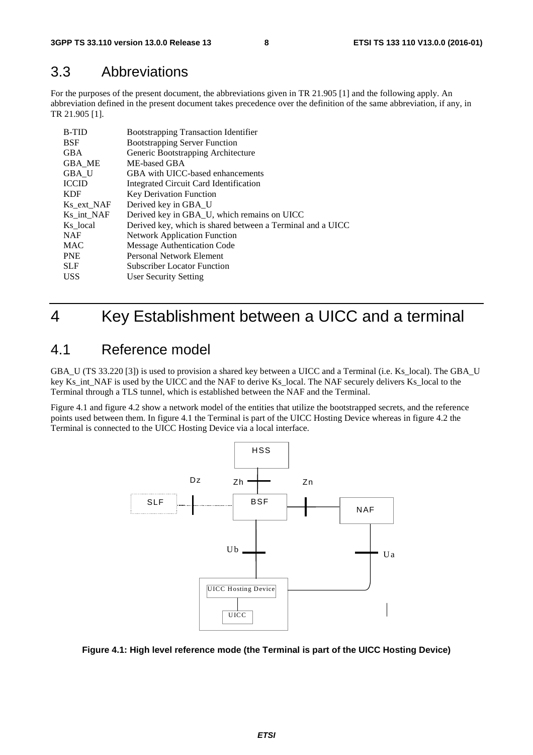## 3.3 Abbreviations

For the purposes of the present document, the abbreviations given in TR 21.905 [1] and the following apply. An abbreviation defined in the present document takes precedence over the definition of the same abbreviation, if any, in TR 21.905 [1].

| | |
|---|---|
| B-TID | Bootstrapping Transaction Identifier |
| BSF | Bootstrapping Server Function |
| GBA | Generic Bootstrapping Architecture |
| GBA_ME | ME-based GBA |
| GBA_U | GBA with UICC-based enhancements |
| ICCID | Integrated Circuit Card Identification |
| KDF | Key Derivation Function |
| Ks_ext_NAF | Derived key in GBA_U |
| Ks_int_NAF | Derived key in GBA_U, which remains on UICC |
| Ks_local | Derived key, which is shared between a Terminal and a UICC |
| NAF | Network Application Function |
| MAC | Message Authentication Code |
| PNE | Personal Network Element |
| SLF | Subscriber Locator Function |
| USS | User Security Setting |

# 4 Key Establishment between a UICC and a terminal

## 4.1 Reference model

GBA_U (TS 33.220 [3]) is used to provision a shared key between a UICC and a Terminal (i.e. Ks_local). The GBA_U key Ks_int_NAF is used by the UICC and the NAF to derive Ks_local. The NAF securely delivers Ks_local to the Terminal through a TLS tunnel, which is established between the NAF and the Terminal.

Figure 4.1 and figure 4.2 show a network model of the entities that utilize the bootstrapped secrets, and the reference points used between them. In figure 4.1 the Terminal is part of the UICC Hosting Device whereas in figure 4.2 the Terminal is connected to the UICC Hosting Device via a local interface.

**Figure 4.1: High level reference mode (the Terminal is part of the UICC Hosting Device)**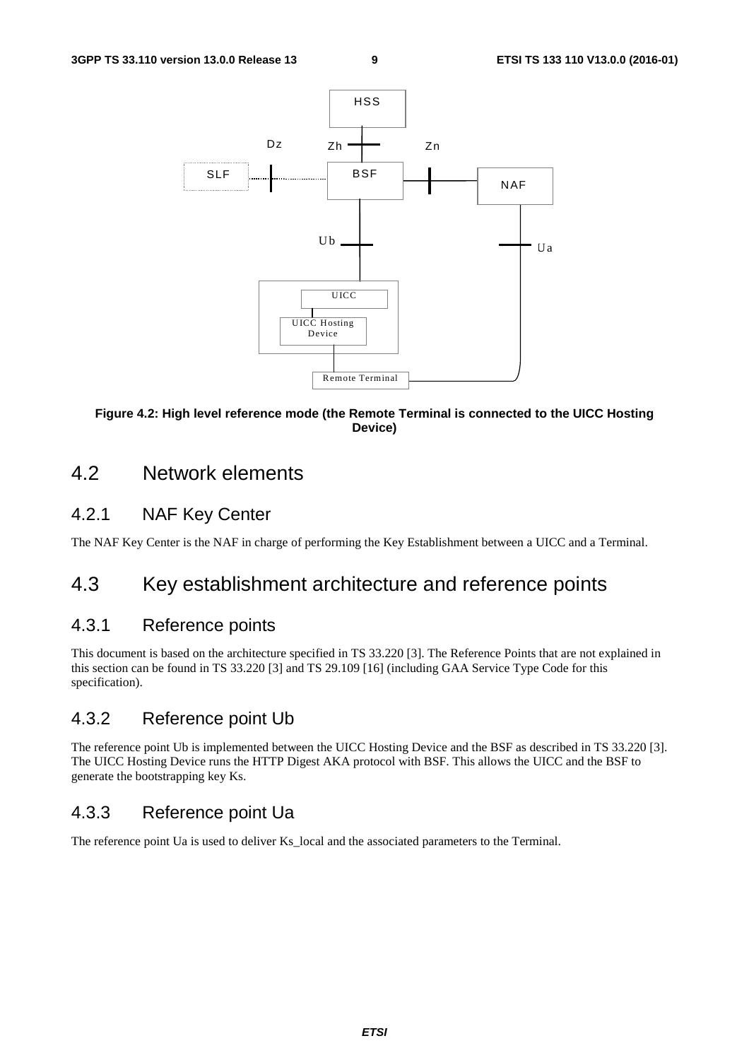Figure 4.2: High level reference mode (the Remote Terminal is connected to the UICC Hosting Device)

## 4.2 Network elements

### 4.2.1 NAF Key Center

The NAF Key Center is the NAF in charge of performing the Key Establishment between a UICC and a Terminal.

## 4.3 Key establishment architecture and reference points

### 4.3.1 Reference points

This document is based on the architecture specified in TS 33.220 [3]. The Reference Points that are not explained in this section can be found in TS 33.220 [3] and TS 29.109 [16] (including GAA Service Type Code for this specification).

### 4.3.2 Reference point Ub

The reference point Ub is implemented between the UICC Hosting Device and the BSF as described in TS 33.220 [3]. The UICC Hosting Device runs the HTTP Digest AKA protocol with BSF. This allows the UICC and the BSF to generate the bootstrapping key Ks.

### 4.3.3 Reference point Ua

The reference point Ua is used to deliver Ks_local and the associated parameters to the Terminal.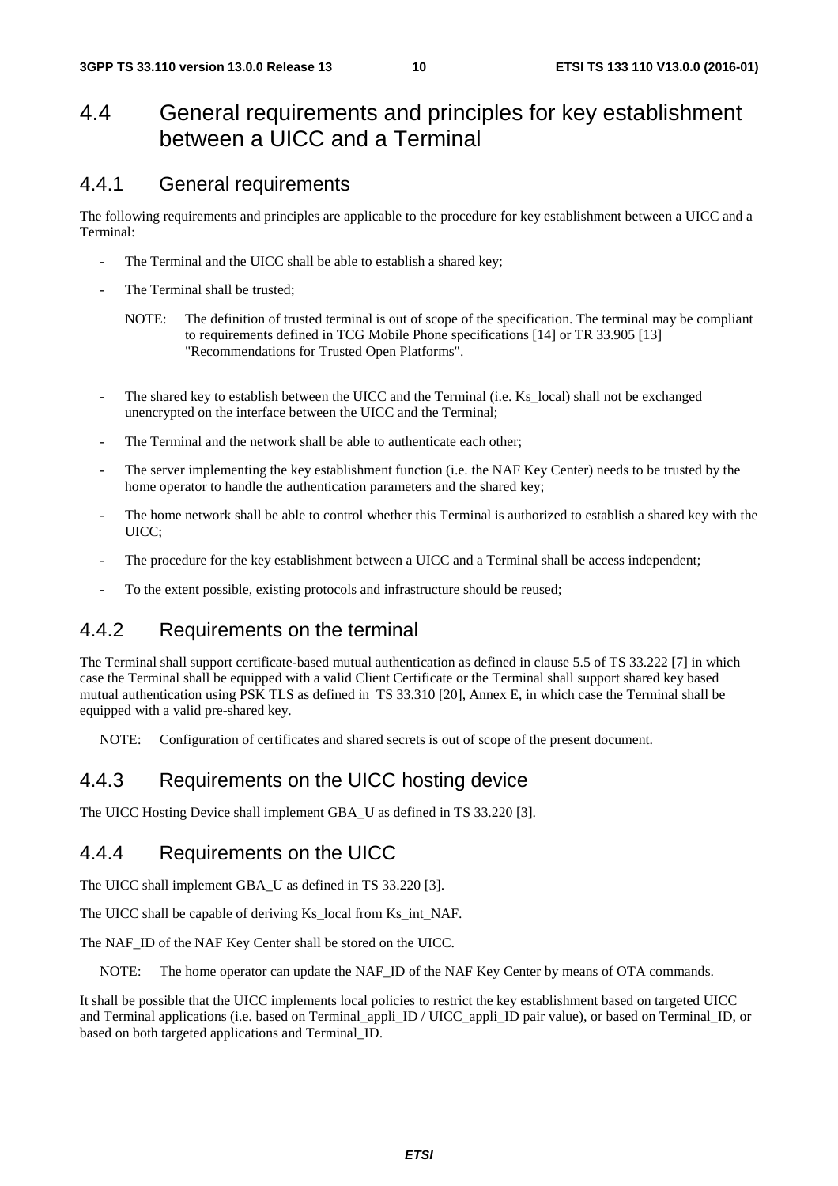# 4.4 General requirements and principles for key establishment between a UICC and a Terminal

## 4.4.1 General requirements

The following requirements and principles are applicable to the procedure for key establishment between a UICC and a Terminal:

- The Terminal and the UICC shall be able to establish a shared key;
- The Terminal shall be trusted;

  NOTE: The definition of trusted terminal is out of scope of the specification. The terminal may be compliant to requirements defined in TCG Mobile Phone specifications [14] or TR 33.905 [13] "Recommendations for Trusted Open Platforms".

- The shared key to establish between the UICC and the Terminal (i.e. Ks_local) shall not be exchanged unencrypted on the interface between the UICC and the Terminal;
- The Terminal and the network shall be able to authenticate each other;
- The server implementing the key establishment function (i.e. the NAF Key Center) needs to be trusted by the home operator to handle the authentication parameters and the shared key;
- The home network shall be able to control whether this Terminal is authorized to establish a shared key with the UICC;
- The procedure for the key establishment between a UICC and a Terminal shall be access independent;
- To the extent possible, existing protocols and infrastructure should be reused;

## 4.4.2 Requirements on the terminal

The Terminal shall support certificate-based mutual authentication as defined in clause 5.5 of TS 33.222 [7] in which case the Terminal shall be equipped with a valid Client Certificate or the Terminal shall support shared key based mutual authentication using PSK TLS as defined in TS 33.310 [20], Annex E, in which case the Terminal shall be equipped with a valid pre-shared key.

NOTE: Configuration of certificates and shared secrets is out of scope of the present document.

## 4.4.3 Requirements on the UICC hosting device

The UICC Hosting Device shall implement GBA_U as defined in TS 33.220 [3].

## 4.4.4 Requirements on the UICC

The UICC shall implement GBA_U as defined in TS 33.220 [3].

The UICC shall be capable of deriving Ks_local from Ks_int_NAF.

The NAF_ID of the NAF Key Center shall be stored on the UICC.

NOTE: The home operator can update the NAF_ID of the NAF Key Center by means of OTA commands.

It shall be possible that the UICC implements local policies to restrict the key establishment based on targeted UICC and Terminal applications (i.e. based on Terminal_appli_ID / UICC_appli_ID pair value), or based on Terminal_ID, or based on both targeted applications and Terminal_ID.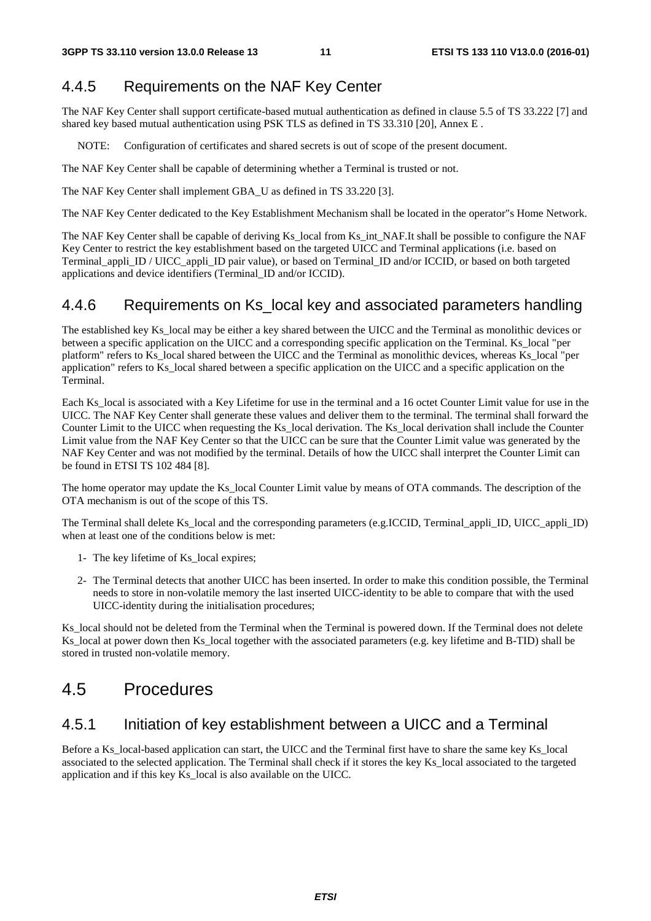### 4.4.5 Requirements on the NAF Key Center

The NAF Key Center shall support certificate-based mutual authentication as defined in clause 5.5 of TS 33.222 [7] and shared key based mutual authentication using PSK TLS as defined in TS 33.310 [20], Annex E .

NOTE: Configuration of certificates and shared secrets is out of scope of the present document.

The NAF Key Center shall be capable of determining whether a Terminal is trusted or not.

The NAF Key Center shall implement GBA_U as defined in TS 33.220 [3].

The NAF Key Center dedicated to the Key Establishment Mechanism shall be located in the operator"s Home Network.

The NAF Key Center shall be capable of deriving Ks_local from Ks_int_NAF.It shall be possible to configure the NAF Key Center to restrict the key establishment based on the targeted UICC and Terminal applications (i.e. based on Terminal_appli_ID / UICC_appli_ID pair value), or based on Terminal_ID and/or ICCID, or based on both targeted applications and device identifiers (Terminal_ID and/or ICCID).

### 4.4.6 Requirements on Ks_local key and associated parameters handling

The established key Ks_local may be either a key shared between the UICC and the Terminal as monolithic devices or between a specific application on the UICC and a corresponding specific application on the Terminal. Ks_local "per platform" refers to Ks_local shared between the UICC and the Terminal as monolithic devices, whereas Ks_local "per application" refers to Ks_local shared between a specific application on the UICC and a specific application on the Terminal.

Each Ks_local is associated with a Key Lifetime for use in the terminal and a 16 octet Counter Limit value for use in the UICC. The NAF Key Center shall generate these values and deliver them to the terminal. The terminal shall forward the Counter Limit to the UICC when requesting the Ks_local derivation. The Ks_local derivation shall include the Counter Limit value from the NAF Key Center so that the UICC can be sure that the Counter Limit value was generated by the NAF Key Center and was not modified by the terminal. Details of how the UICC shall interpret the Counter Limit can be found in ETSI TS 102 484 [8].

The home operator may update the Ks_local Counter Limit value by means of OTA commands. The description of the OTA mechanism is out of the scope of this TS.

The Terminal shall delete Ks_local and the corresponding parameters (e.g.ICCID, Terminal_appli_ID, UICC_appli_ID) when at least one of the conditions below is met:

1- The key lifetime of Ks_local expires;

2- The Terminal detects that another UICC has been inserted. In order to make this condition possible, the Terminal needs to store in non-volatile memory the last inserted UICC-identity to be able to compare that with the used UICC-identity during the initialisation procedures;

Ks_local should not be deleted from the Terminal when the Terminal is powered down. If the Terminal does not delete Ks_local at power down then Ks_local together with the associated parameters (e.g. key lifetime and B-TID) shall be stored in trusted non-volatile memory.

## 4.5 Procedures

### 4.5.1 Initiation of key establishment between a UICC and a Terminal

Before a Ks_local-based application can start, the UICC and the Terminal first have to share the same key Ks_local associated to the selected application. The Terminal shall check if it stores the key Ks_local associated to the targeted application and if this key Ks_local is also available on the UICC.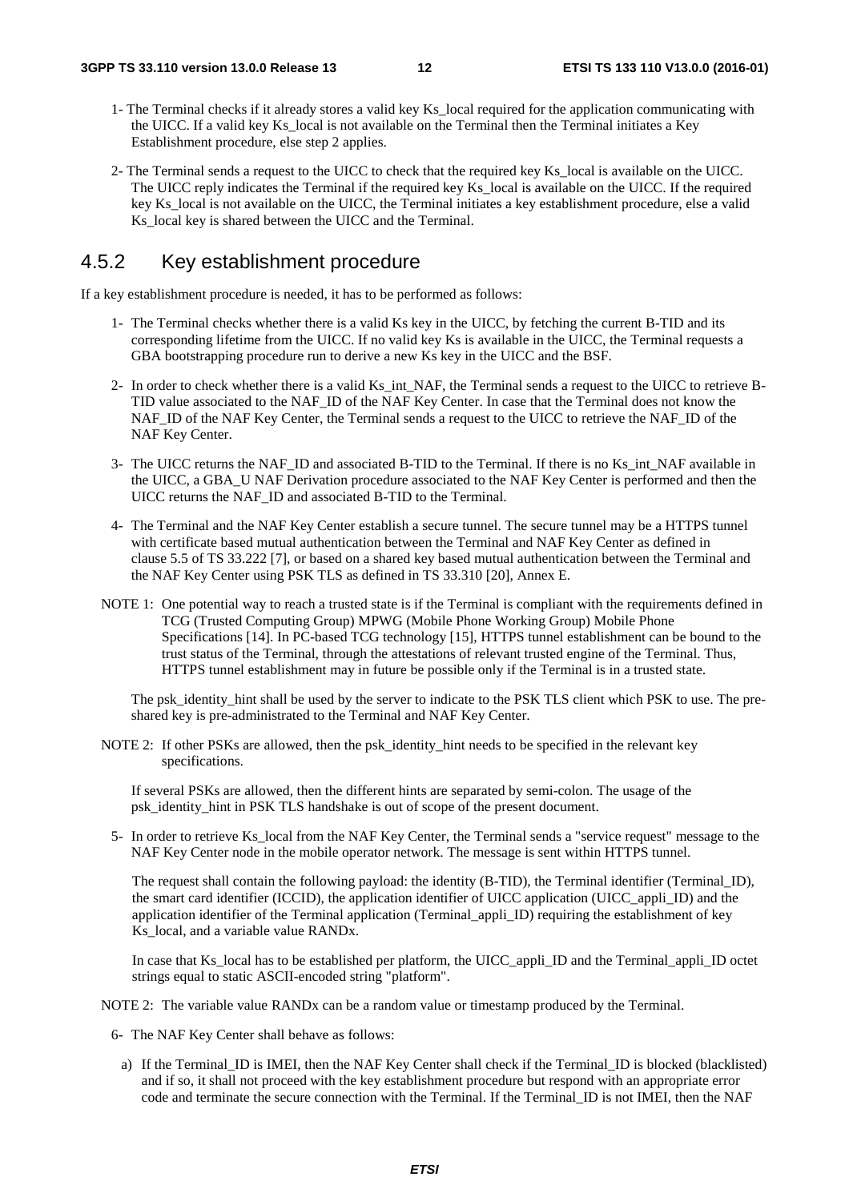1- The Terminal checks if it already stores a valid key Ks_local required for the application communicating with the UICC. If a valid key Ks_local is not available on the Terminal then the Terminal initiates a Key Establishment procedure, else step 2 applies.

2- The Terminal sends a request to the UICC to check that the required key Ks_local is available on the UICC. The UICC reply indicates the Terminal if the required key Ks_local is available on the UICC. If the required key Ks_local is not available on the UICC, the Terminal initiates a key establishment procedure, else a valid Ks_local key is shared between the UICC and the Terminal.

## 4.5.2 Key establishment procedure

If a key establishment procedure is needed, it has to be performed as follows:

1- The Terminal checks whether there is a valid Ks key in the UICC, by fetching the current B-TID and its corresponding lifetime from the UICC. If no valid key Ks is available in the UICC, the Terminal requests a GBA bootstrapping procedure run to derive a new Ks key in the UICC and the BSF.

2- In order to check whether there is a valid Ks_int_NAF, the Terminal sends a request to the UICC to retrieve B-TID value associated to the NAF_ID of the NAF Key Center. In case that the Terminal does not know the NAF_ID of the NAF Key Center, the Terminal sends a request to the UICC to retrieve the NAF_ID of the NAF Key Center.

3- The UICC returns the NAF_ID and associated B-TID to the Terminal. If there is no Ks_int_NAF available in the UICC, a GBA_U NAF Derivation procedure associated to the NAF Key Center is performed and then the UICC returns the NAF_ID and associated B-TID to the Terminal.

4- The Terminal and the NAF Key Center establish a secure tunnel. The secure tunnel may be a HTTPS tunnel with certificate based mutual authentication between the Terminal and NAF Key Center as defined in clause 5.5 of TS 33.222 [7], or based on a shared key based mutual authentication between the Terminal and the NAF Key Center using PSK TLS as defined in TS 33.310 [20], Annex E.

NOTE 1: One potential way to reach a trusted state is if the Terminal is compliant with the requirements defined in TCG (Trusted Computing Group) MPWG (Mobile Phone Working Group) Mobile Phone Specifications [14]. In PC-based TCG technology [15], HTTPS tunnel establishment can be bound to the trust status of the Terminal, through the attestations of relevant trusted engine of the Terminal. Thus, HTTPS tunnel establishment may in future be possible only if the Terminal is in a trusted state.

The psk_identity_hint shall be used by the server to indicate to the PSK TLS client which PSK to use. The pre-shared key is pre-administrated to the Terminal and NAF Key Center.

NOTE 2: If other PSKs are allowed, then the psk_identity_hint needs to be specified in the relevant key specifications.

If several PSKs are allowed, then the different hints are separated by semi-colon. The usage of the psk_identity_hint in PSK TLS handshake is out of scope of the present document.

5- In order to retrieve Ks_local from the NAF Key Center, the Terminal sends a "service request" message to the NAF Key Center node in the mobile operator network. The message is sent within HTTPS tunnel.

The request shall contain the following payload: the identity (B-TID), the Terminal identifier (Terminal_ID), the smart card identifier (ICCID), the application identifier of UICC application (UICC_appli_ID) and the application identifier of the Terminal application (Terminal_appli_ID) requiring the establishment of key Ks_local, and a variable value RANDx.

In case that Ks_local has to be established per platform, the UICC_appli_ID and the Terminal_appli_ID octet strings equal to static ASCII-encoded string "platform".

NOTE 2: The variable value RANDx can be a random value or timestamp produced by the Terminal.

6- The NAF Key Center shall behave as follows:

a) If the Terminal_ID is IMEI, then the NAF Key Center shall check if the Terminal_ID is blocked (blacklisted) and if so, it shall not proceed with the key establishment procedure but respond with an appropriate error code and terminate the secure connection with the Terminal. If the Terminal_ID is not IMEI, then the NAF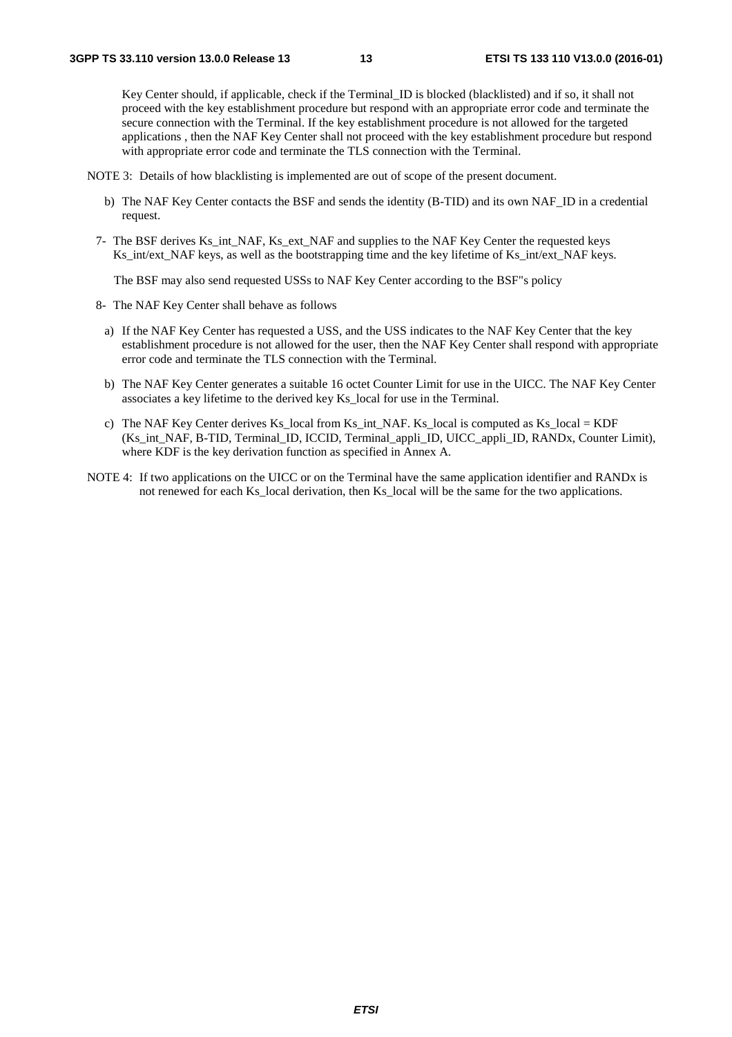Key Center should, if applicable, check if the Terminal_ID is blocked (blacklisted) and if so, it shall not proceed with the key establishment procedure but respond with an appropriate error code and terminate the secure connection with the Terminal. If the key establishment procedure is not allowed for the targeted applications , then the NAF Key Center shall not proceed with the key establishment procedure but respond with appropriate error code and terminate the TLS connection with the Terminal.

NOTE 3: Details of how blacklisting is implemented are out of scope of the present document.

b) The NAF Key Center contacts the BSF and sends the identity (B-TID) and its own NAF_ID in a credential request.

7- The BSF derives Ks_int_NAF, Ks_ext_NAF and supplies to the NAF Key Center the requested keys Ks_int/ext_NAF keys, as well as the bootstrapping time and the key lifetime of Ks_int/ext_NAF keys.

The BSF may also send requested USSs to NAF Key Center according to the BSF"s policy

8- The NAF Key Center shall behave as follows

a) If the NAF Key Center has requested a USS, and the USS indicates to the NAF Key Center that the key establishment procedure is not allowed for the user, then the NAF Key Center shall respond with appropriate error code and terminate the TLS connection with the Terminal.

b) The NAF Key Center generates a suitable 16 octet Counter Limit for use in the UICC. The NAF Key Center associates a key lifetime to the derived key Ks_local for use in the Terminal.

c) The NAF Key Center derives Ks_local from Ks_int_NAF. Ks_local is computed as Ks_local = KDF (Ks_int_NAF, B-TID, Terminal_ID, ICCID, Terminal_appli_ID, UICC_appli_ID, RANDx, Counter Limit), where KDF is the key derivation function as specified in Annex A.

NOTE 4: If two applications on the UICC or on the Terminal have the same application identifier and RANDx is not renewed for each Ks_local derivation, then Ks_local will be the same for the two applications.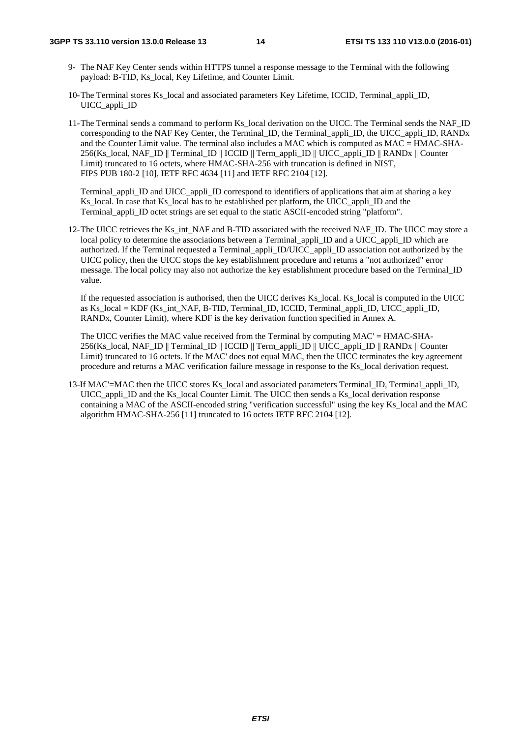9- The NAF Key Center sends within HTTPS tunnel a response message to the Terminal with the following payload: B-TID, Ks_local, Key Lifetime, and Counter Limit.

10- The Terminal stores Ks_local and associated parameters Key Lifetime, ICCID, Terminal_appli_ID, UICC_appli_ID

11- The Terminal sends a command to perform Ks_local derivation on the UICC. The Terminal sends the NAF_ID corresponding to the NAF Key Center, the Terminal_ID, the Terminal_appli_ID, the UICC_appli_ID, RANDx and the Counter Limit value. The terminal also includes a MAC which is computed as MAC = HMAC-SHA-256(Ks_local, NAF_ID || Terminal_ID || ICCID || Term_appli_ID || UICC_appli_ID || RANDx || Counter Limit) truncated to 16 octets, where HMAC-SHA-256 with truncation is defined in NIST, FIPS PUB 180-2 [10], IETF RFC 4634 [11] and IETF RFC 2104 [12].

    Terminal_appli_ID and UICC_appli_ID correspond to identifiers of applications that aim at sharing a key Ks_local. In case that Ks_local has to be established per platform, the UICC_appli_ID and the Terminal_appli_ID octet strings are set equal to the static ASCII-encoded string "platform".

12- The UICC retrieves the Ks_int_NAF and B-TID associated with the received NAF_ID. The UICC may store a local policy to determine the associations between a Terminal_appli_ID and a UICC_appli_ID which are authorized. If the Terminal requested a Terminal_appli_ID/UICC_appli_ID association not authorized by the UICC policy, then the UICC stops the key establishment procedure and returns a "not authorized" error message. The local policy may also not authorize the key establishment procedure based on the Terminal_ID value.

    If the requested association is authorised, then the UICC derives Ks_local. Ks_local is computed in the UICC as Ks_local = KDF (Ks_int_NAF, B-TID, Terminal_ID, ICCID, Terminal_appli_ID, UICC_appli_ID, RANDx, Counter Limit), where KDF is the key derivation function specified in Annex A.

    The UICC verifies the MAC value received from the Terminal by computing MAC' = HMAC-SHA-256(Ks_local, NAF_ID || Terminal_ID || ICCID || Term_appli_ID || UICC_appli_ID || RANDx || Counter Limit) truncated to 16 octets. If the MAC' does not equal MAC, then the UICC terminates the key agreement procedure and returns a MAC verification failure message in response to the Ks_local derivation request.

13- If MAC'=MAC then the UICC stores Ks_local and associated parameters Terminal_ID, Terminal_appli_ID, UICC_appli_ID and the Ks_local Counter Limit. The UICC then sends a Ks_local derivation response containing a MAC of the ASCII-encoded string "verification successful" using the key Ks_local and the MAC algorithm HMAC-SHA-256 [11] truncated to 16 octets IETF RFC 2104 [12].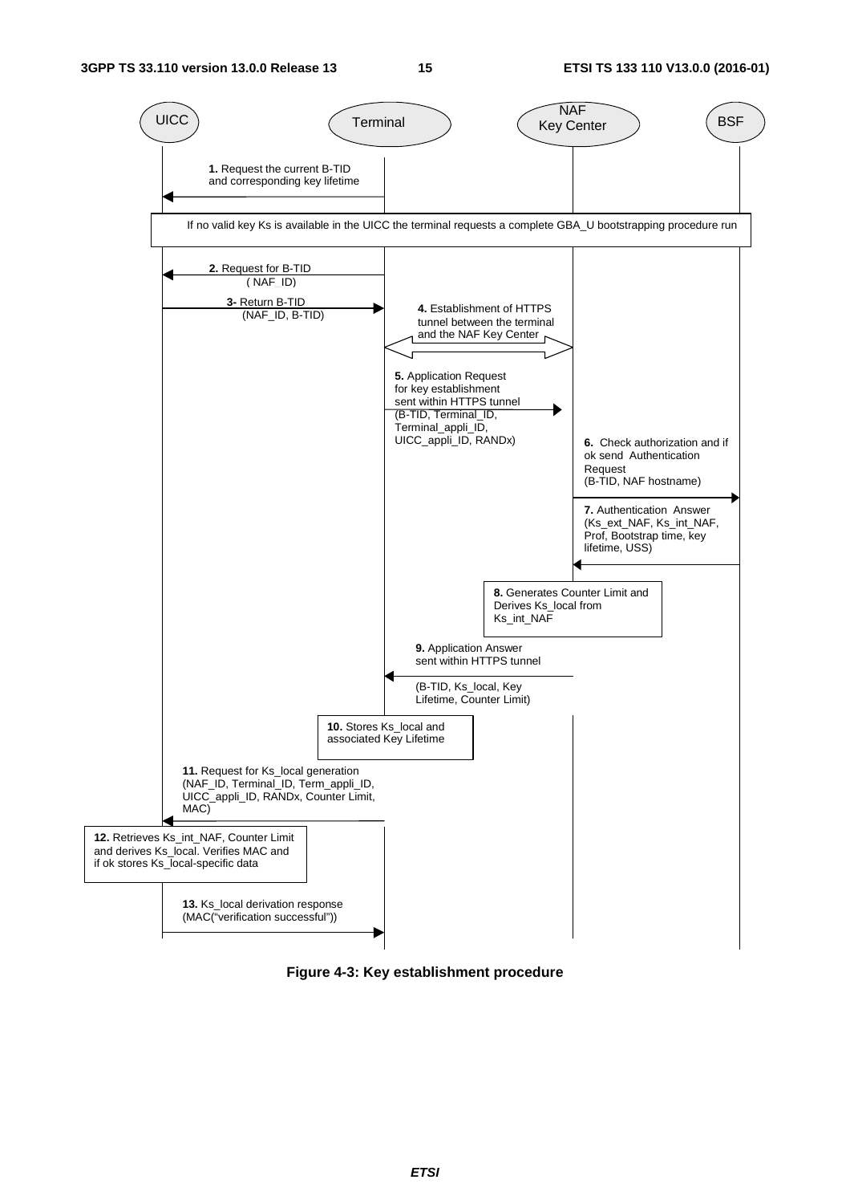UICC | Terminal | NAF Key Center | BSF

**1.** Request the current B-TID and corresponding key lifetime

If no valid key Ks is available in the UICC the terminal requests a complete GBA_U bootstrapping procedure run

**2.** Request for B-TID ( NAF_ID)

**3-** Return B-TID (NAF_ID, B-TID)

**4.** Establishment of HTTPS tunnel between the terminal and the NAF Key Center

**5.** Application Request for key establishment sent within HTTPS tunnel (B-TID, Terminal_ID, Terminal_appli_ID, UICC_appli_ID, RANDx)

**6.** Check authorization and if ok send Authentication Request (B-TID, NAF hostname)

**7.** Authentication Answer (Ks_ext_NAF, Ks_int_NAF, Prof, Bootstrap time, key lifetime, USS)

**8.** Generates Counter Limit and Derives Ks_local from Ks_int_NAF

**9.** Application Answer sent within HTTPS tunnel (B-TID, Ks_local, Key Lifetime, Counter Limit)

**10.** Stores Ks_local and associated Key Lifetime

**11.** Request for Ks_local generation (NAF_ID, Terminal_ID, Term_appli_ID, UICC_appli_ID, RANDx, Counter Limit, MAC)

**12.** Retrieves Ks_int_NAF, Counter Limit and derives Ks_local. Verifies MAC and if ok stores Ks_local-specific data

**13.** Ks_local derivation response (MAC("verification successful"))

**Figure 4-3: Key establishment procedure**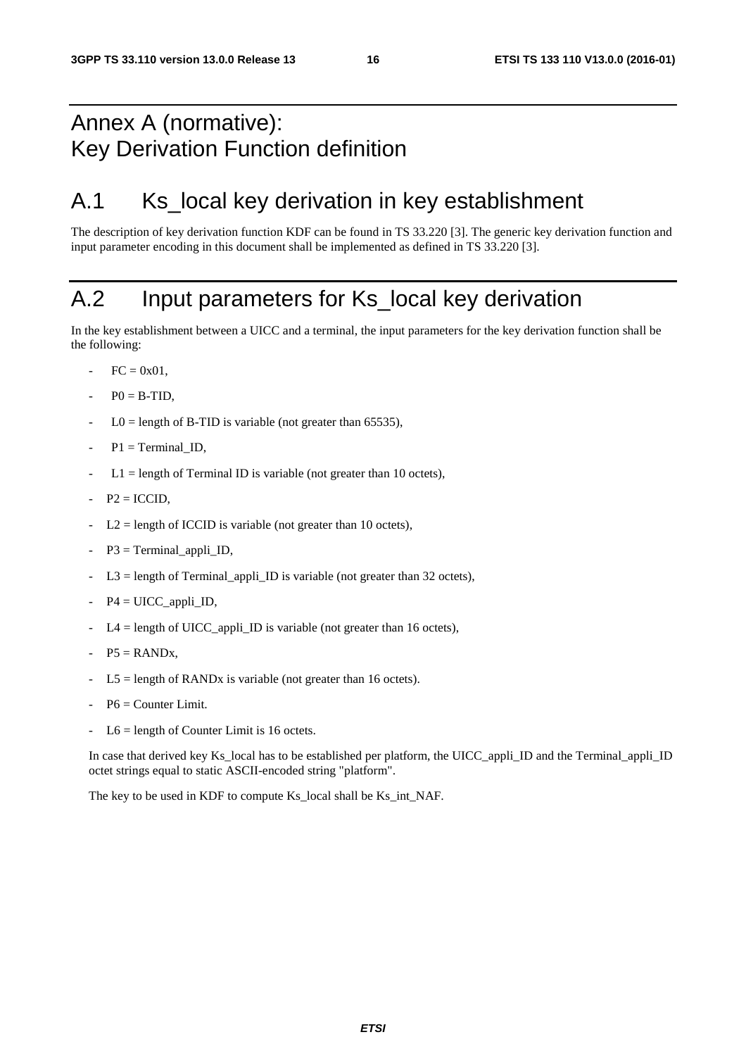# Annex A (normative): Key Derivation Function definition

## A.1 Ks_local key derivation in key establishment

The description of key derivation function KDF can be found in TS 33.220 [3]. The generic key derivation function and input parameter encoding in this document shall be implemented as defined in TS 33.220 [3].

## A.2 Input parameters for Ks_local key derivation

In the key establishment between a UICC and a terminal, the input parameters for the key derivation function shall be the following:

- FC = 0x01,
- P0 = B-TID,
- L0 = length of B-TID is variable (not greater than 65535),
- P1 = Terminal_ID,
- L1 = length of Terminal ID is variable (not greater than 10 octets),
- P2 = ICCID,
- L2 = length of ICCID is variable (not greater than 10 octets),
- P3 = Terminal_appli_ID,
- L3 = length of Terminal_appli_ID is variable (not greater than 32 octets),
- P4 = UICC_appli_ID,
- L4 = length of UICC_appli_ID is variable (not greater than 16 octets),
- P5 = RANDx,
- L5 = length of RANDx is variable (not greater than 16 octets).
- P6 = Counter Limit.
- L6 = length of Counter Limit is 16 octets.

In case that derived key Ks_local has to be established per platform, the UICC_appli_ID and the Terminal_appli_ID octet strings equal to static ASCII-encoded string "platform".

The key to be used in KDF to compute Ks_local shall be Ks_int_NAF.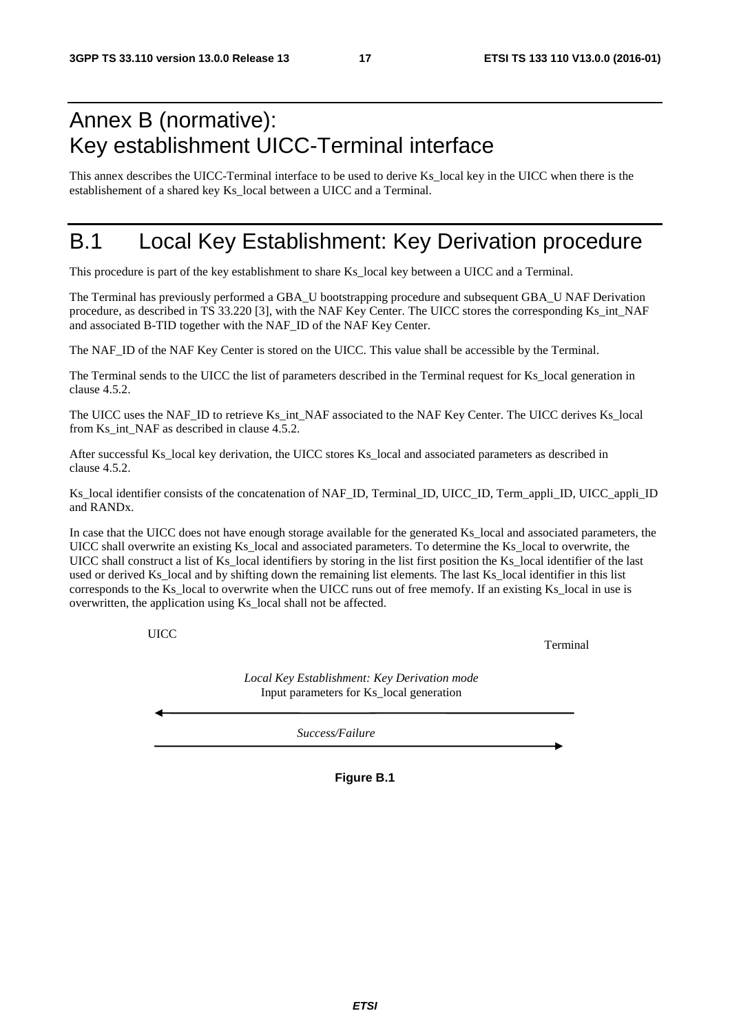# Annex B (normative): Key establishment UICC-Terminal interface

This annex describes the UICC-Terminal interface to be used to derive Ks_local key in the UICC when there is the establishement of a shared key Ks_local between a UICC and a Terminal.

# B.1 Local Key Establishment: Key Derivation procedure

This procedure is part of the key establishment to share Ks_local key between a UICC and a Terminal.

The Terminal has previously performed a GBA_U bootstrapping procedure and subsequent GBA_U NAF Derivation procedure, as described in TS 33.220 [3], with the NAF Key Center. The UICC stores the corresponding Ks_int_NAF and associated B-TID together with the NAF_ID of the NAF Key Center.

The NAF_ID of the NAF Key Center is stored on the UICC. This value shall be accessible by the Terminal.

The Terminal sends to the UICC the list of parameters described in the Terminal request for Ks_local generation in clause 4.5.2.

The UICC uses the NAF_ID to retrieve Ks_int_NAF associated to the NAF Key Center. The UICC derives Ks_local from Ks_int_NAF as described in clause 4.5.2.

After successful Ks_local key derivation, the UICC stores Ks_local and associated parameters as described in clause 4.5.2.

Ks_local identifier consists of the concatenation of NAF_ID, Terminal_ID, UICC_ID, Term_appli_ID, UICC_appli_ID and RANDx.

In case that the UICC does not have enough storage available for the generated Ks_local and associated parameters, the UICC shall overwrite an existing Ks_local and associated parameters. To determine the Ks_local to overwrite, the UICC shall construct a list of Ks_local identifiers by storing in the list first position the Ks_local identifier of the last used or derived Ks_local and by shifting down the remaining list elements. The last Ks_local identifier in this list corresponds to the Ks_local to overwrite when the UICC runs out of free memofy. If an existing Ks_local in use is overwritten, the application using Ks_local shall not be affected.

UICC | Terminal

*Local Key Establishment: Key Derivation mode*
Input parameters for Ks_local generation (Terminal → UICC)

*Success/Failure* (UICC → Terminal)

**Figure B.1**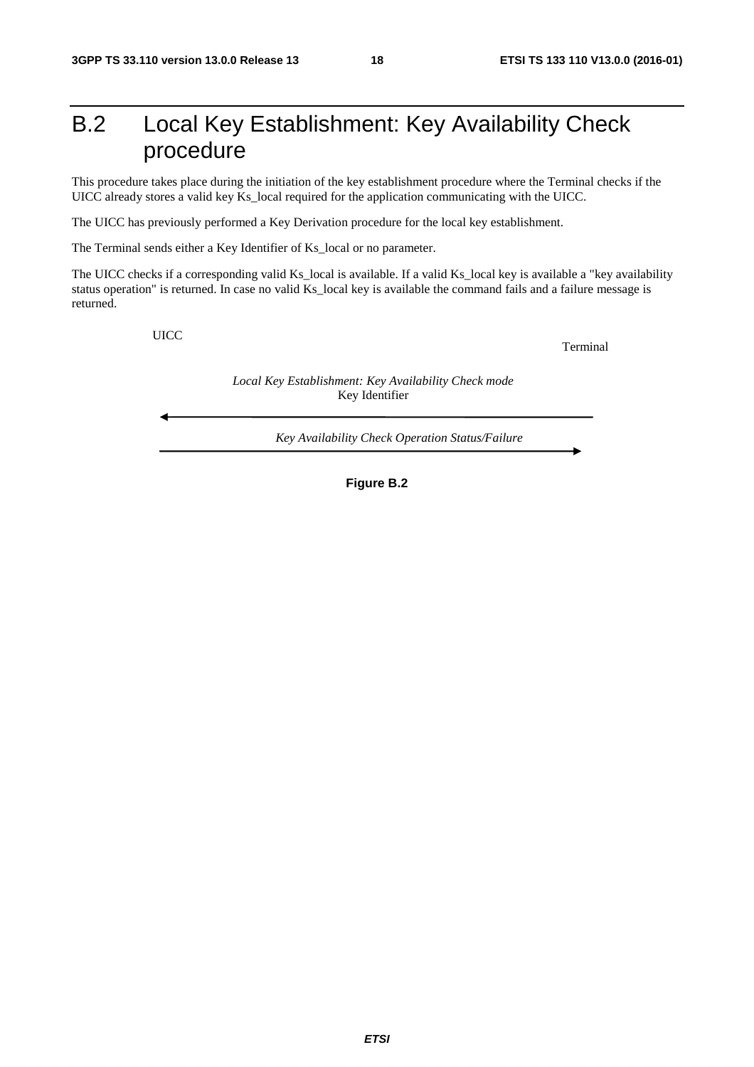# B.2 Local Key Establishment: Key Availability Check procedure

This procedure takes place during the initiation of the key establishment procedure where the Terminal checks if the UICC already stores a valid key Ks_local required for the application communicating with the UICC.

The UICC has previously performed a Key Derivation procedure for the local key establishment.

The Terminal sends either a Key Identifier of Ks_local or no parameter.

The UICC checks if a corresponding valid Ks_local is available. If a valid Ks_local key is available a "key availability status operation" is returned. In case no valid Ks_local key is available the command fails and a failure message is returned.

UICC

Terminal

*Local Key Establishment: Key Availability Check mode*
Key Identifier

*Key Availability Check Operation Status/Failure*

**Figure B.2**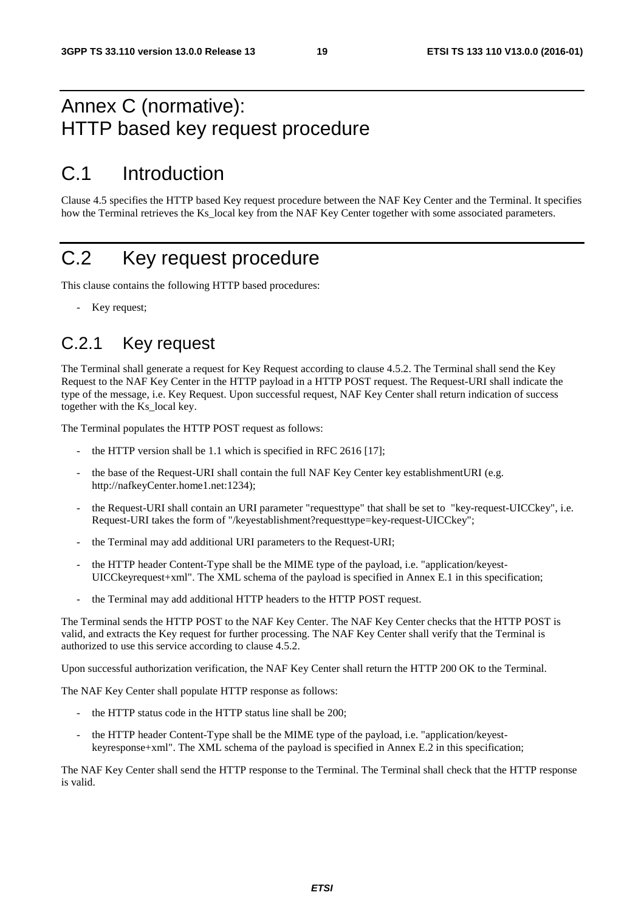# Annex C (normative): HTTP based key request procedure

# C.1 Introduction

Clause 4.5 specifies the HTTP based Key request procedure between the NAF Key Center and the Terminal. It specifies how the Terminal retrieves the Ks_local key from the NAF Key Center together with some associated parameters.

# C.2 Key request procedure

This clause contains the following HTTP based procedures:

- Key request;

## C.2.1 Key request

The Terminal shall generate a request for Key Request according to clause 4.5.2. The Terminal shall send the Key Request to the NAF Key Center in the HTTP payload in a HTTP POST request. The Request-URI shall indicate the type of the message, i.e. Key Request. Upon successful request, NAF Key Center shall return indication of success together with the Ks_local key.

The Terminal populates the HTTP POST request as follows:

- the HTTP version shall be 1.1 which is specified in RFC 2616 [17];
- the base of the Request-URI shall contain the full NAF Key Center key establishmentURI (e.g. http://nafkeyCenter.home1.net:1234);
- the Request-URI shall contain an URI parameter "requesttype" that shall be set to "key-request-UICCkey", i.e. Request-URI takes the form of "/keyestablishment?requesttype=key-request-UICCkey";
- the Terminal may add additional URI parameters to the Request-URI;
- the HTTP header Content-Type shall be the MIME type of the payload, i.e. "application/keyest-UICCkeyrequest+xml". The XML schema of the payload is specified in Annex E.1 in this specification;
- the Terminal may add additional HTTP headers to the HTTP POST request.

The Terminal sends the HTTP POST to the NAF Key Center. The NAF Key Center checks that the HTTP POST is valid, and extracts the Key request for further processing. The NAF Key Center shall verify that the Terminal is authorized to use this service according to clause 4.5.2.

Upon successful authorization verification, the NAF Key Center shall return the HTTP 200 OK to the Terminal.

The NAF Key Center shall populate HTTP response as follows:

- the HTTP status code in the HTTP status line shall be 200;
- the HTTP header Content-Type shall be the MIME type of the payload, i.e. "application/keyest-keyresponse+xml". The XML schema of the payload is specified in Annex E.2 in this specification;

The NAF Key Center shall send the HTTP response to the Terminal. The Terminal shall check that the HTTP response is valid.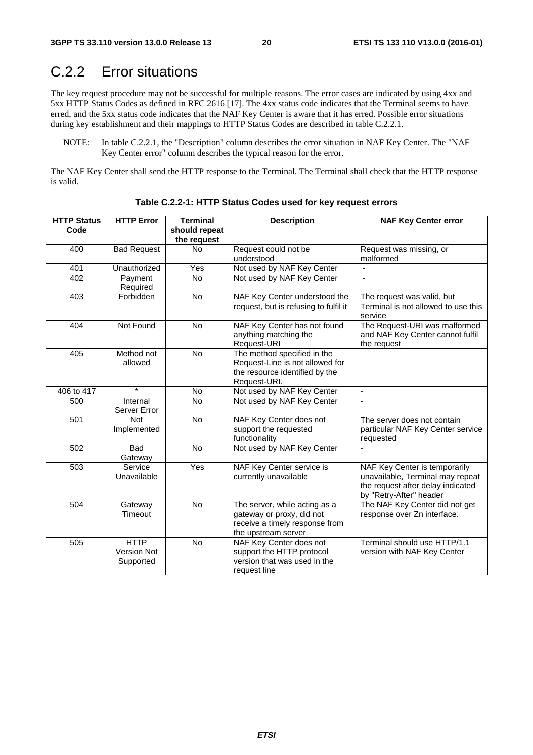## C.2.2 Error situations

The key request procedure may not be successful for multiple reasons. The error cases are indicated by using 4xx and 5xx HTTP Status Codes as defined in RFC 2616 [17]. The 4xx status code indicates that the Terminal seems to have erred, and the 5xx status code indicates that the NAF Key Center is aware that it has erred. Possible error situations during key establishment and their mappings to HTTP Status Codes are described in table C.2.2.1.

NOTE: In table C.2.2.1, the "Description" column describes the error situation in NAF Key Center. The "NAF Key Center error" column describes the typical reason for the error.

The NAF Key Center shall send the HTTP response to the Terminal. The Terminal shall check that the HTTP response is valid.

**Table C.2.2-1: HTTP Status Codes used for key request errors**

| HTTP Status Code | HTTP Error | Terminal should repeat the request | Description | NAF Key Center error |
|---|---|---|---|---|
| 400 | Bad Request | No | Request could not be understood | Request was missing, or malformed |
| 401 | Unauthorized | Yes | Not used by NAF Key Center | - |
| 402 | Payment Required | No | Not used by NAF Key Center | - |
| 403 | Forbidden | No | NAF Key Center understood the request, but is refusing to fulfil it | The request was valid, but Terminal is not allowed to use this service |
| 404 | Not Found | No | NAF Key Center has not found anything matching the Request-URI | The Request-URI was malformed and NAF Key Center cannot fulfil the request |
| 405 | Method not allowed | No | The method specified in the Request-Line is not allowed for the resource identified by the Request-URI. | |
| 406 to 417 | * | No | Not used by NAF Key Center | - |
| 500 | Internal Server Error | No | Not used by NAF Key Center | - |
| 501 | Not Implemented | No | NAF Key Center does not support the requested functionality | The server does not contain particular NAF Key Center service requested |
| 502 | Bad Gateway | No | Not used by NAF Key Center | - |
| 503 | Service Unavailable | Yes | NAF Key Center service is currently unavailable | NAF Key Center is temporarily unavailable, Terminal may repeat the request after delay indicated by "Retry-After" header |
| 504 | Gateway Timeout | No | The server, while acting as a gateway or proxy, did not receive a timely response from the upstream server | The NAF Key Center did not get response over Zn interface. |
| 505 | HTTP Version Not Supported | No | NAF Key Center does not support the HTTP protocol version that was used in the request line | Terminal should use HTTP/1.1 version with NAF Key Center |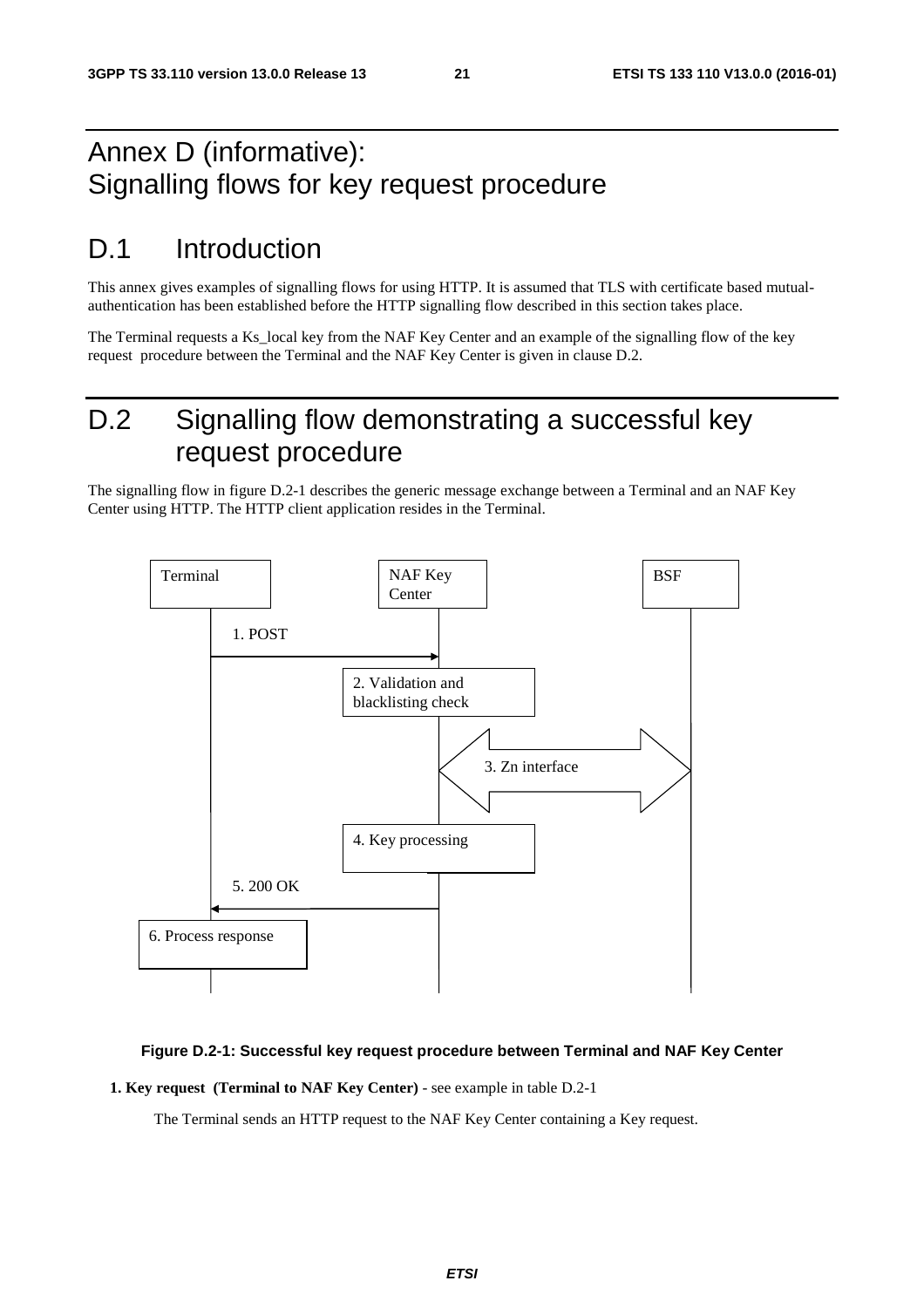# Annex D (informative): Signalling flows for key request procedure

# D.1 Introduction

This annex gives examples of signalling flows for using HTTP. It is assumed that TLS with certificate based mutual-authentication has been established before the HTTP signalling flow described in this section takes place.

The Terminal requests a Ks_local key from the NAF Key Center and an example of the signalling flow of the key request procedure between the Terminal and the NAF Key Center is given in clause D.2.

# D.2 Signalling flow demonstrating a successful key request procedure

The signalling flow in figure D.2-1 describes the generic message exchange between a Terminal and an NAF Key Center using HTTP. The HTTP client application resides in the Terminal.

| Terminal | NAF Key Center | BSF |
|---|---|---|
| 1. POST → | | |
| | 2. Validation and blacklisting check | |
| | ← 3. Zn interface → | |
| | 4. Key processing | |
| ← 5. 200 OK | | |
| 6. Process response | | |

**Figure D.2-1: Successful key request procedure between Terminal and NAF Key Center**

**1. Key request (Terminal to NAF Key Center)** - see example in table D.2-1

The Terminal sends an HTTP request to the NAF Key Center containing a Key request.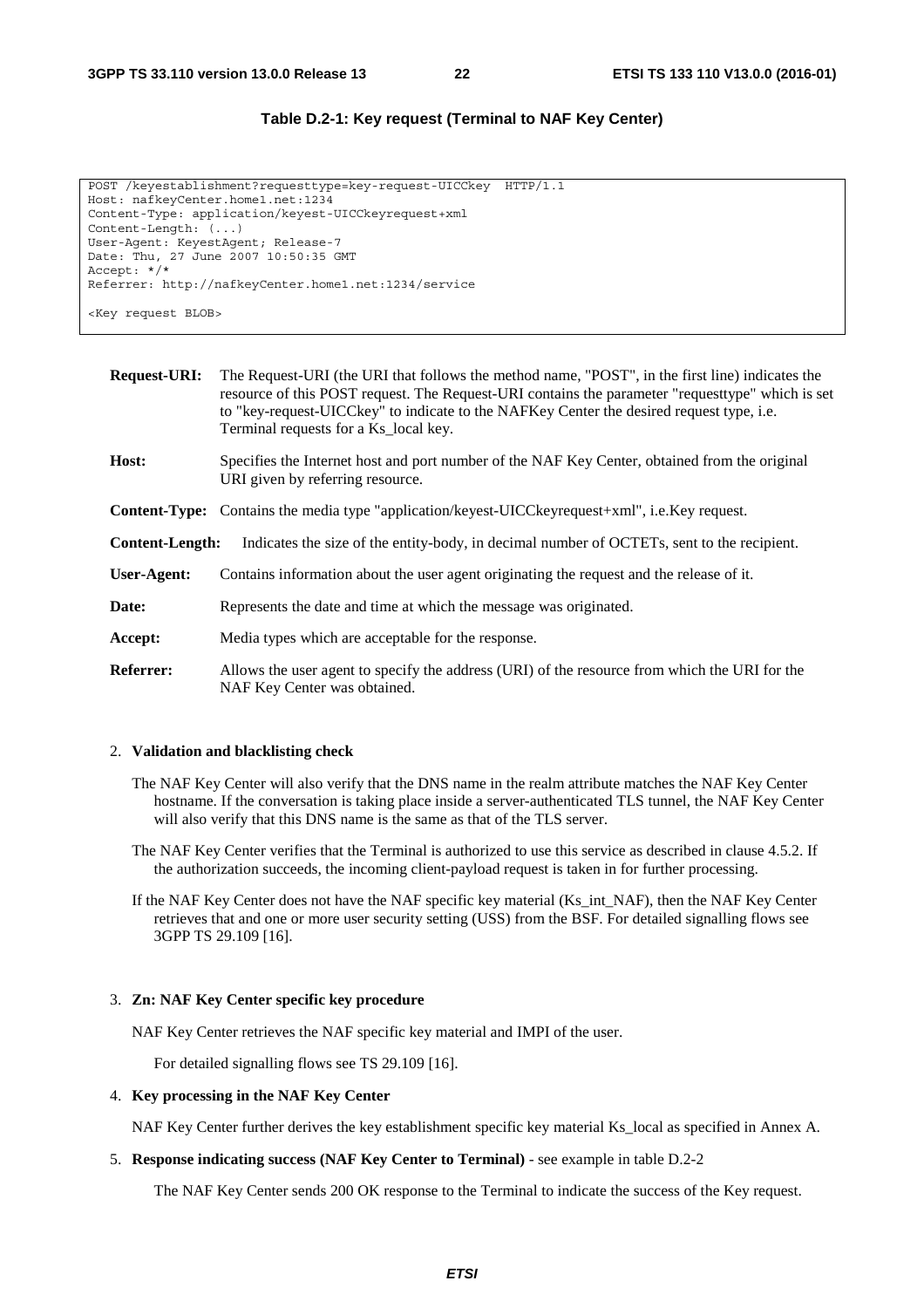**Table D.2-1: Key request (Terminal to NAF Key Center)**

```
POST /keyestablishment?requesttype=key-request-UICCkey  HTTP/1.1
Host: nafkeyCenter.home1.net:1234
Content-Type: application/keyest-UICCkeyrequest+xml
Content-Length: (...)
User-Agent: KeyestAgent; Release-7
Date: Thu, 27 June 2007 10:50:35 GMT
Accept: */*
Referrer: http://nafkeyCenter.home1.net:1234/service

<Key request BLOB>
```

**Request-URI:** The Request-URI (the URI that follows the method name, "POST", in the first line) indicates the resource of this POST request. The Request-URI contains the parameter "requesttype" which is set to "key-request-UICCkey" to indicate to the NAFKey Center the desired request type, i.e. Terminal requests for a Ks_local key.

**Host:** Specifies the Internet host and port number of the NAF Key Center, obtained from the original URI given by referring resource.

**Content-Type:** Contains the media type "application/keyest-UICCkeyrequest+xml", i.e.Key request.

**Content-Length:** Indicates the size of the entity-body, in decimal number of OCTETs, sent to the recipient.

**User-Agent:** Contains information about the user agent originating the request and the release of it.

**Date:** Represents the date and time at which the message was originated.

**Accept:** Media types which are acceptable for the response.

**Referrer:** Allows the user agent to specify the address (URI) of the resource from which the URI for the NAF Key Center was obtained.

2. **Validation and blacklisting check**

   The NAF Key Center will also verify that the DNS name in the realm attribute matches the NAF Key Center hostname. If the conversation is taking place inside a server-authenticated TLS tunnel, the NAF Key Center will also verify that this DNS name is the same as that of the TLS server.

   The NAF Key Center verifies that the Terminal is authorized to use this service as described in clause 4.5.2. If the authorization succeeds, the incoming client-payload request is taken in for further processing.

   If the NAF Key Center does not have the NAF specific key material (Ks_int_NAF), then the NAF Key Center retrieves that and one or more user security setting (USS) from the BSF. For detailed signalling flows see 3GPP TS 29.109 [16].

3. **Zn: NAF Key Center specific key procedure**

   NAF Key Center retrieves the NAF specific key material and IMPI of the user.

   For detailed signalling flows see TS 29.109 [16].

4. **Key processing in the NAF Key Center**

   NAF Key Center further derives the key establishment specific key material Ks_local as specified in Annex A.

5. **Response indicating success (NAF Key Center to Terminal)** - see example in table D.2-2

   The NAF Key Center sends 200 OK response to the Terminal to indicate the success of the Key request.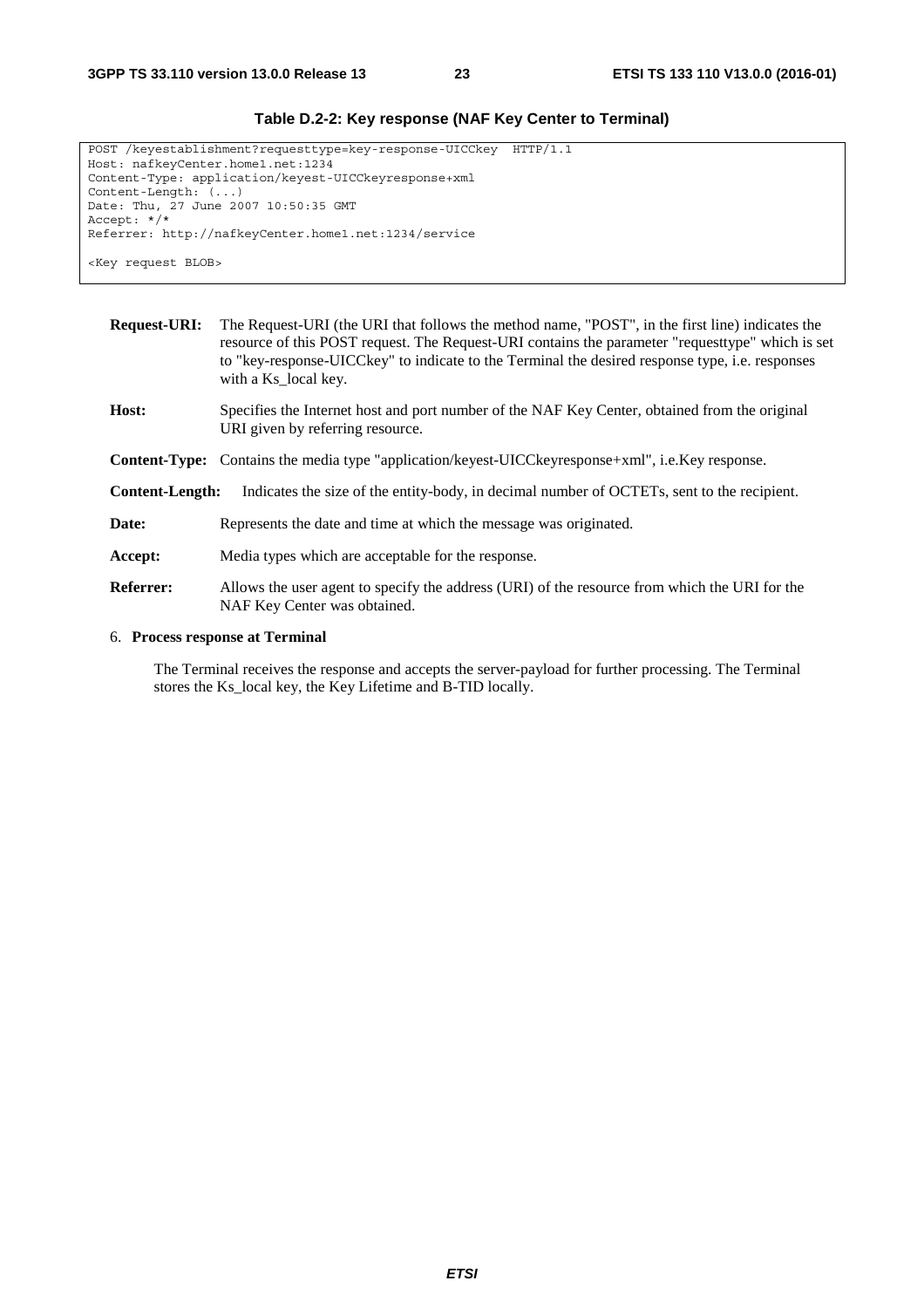**Table D.2-2: Key response (NAF Key Center to Terminal)**

```
POST /keyestablishment?requesttype=key-response-UICCkey  HTTP/1.1
Host: nafkeyCenter.home1.net:1234
Content-Type: application/keyest-UICCkeyresponse+xml
Content-Length: (...)
Date: Thu, 27 June 2007 10:50:35 GMT
Accept: */*
Referrer: http://nafkeyCenter.home1.net:1234/service

<Key request BLOB>
```

**Request-URI:** The Request-URI (the URI that follows the method name, "POST", in the first line) indicates the resource of this POST request. The Request-URI contains the parameter "requesttype" which is set to "key-response-UICCkey" to indicate to the Terminal the desired response type, i.e. responses with a Ks_local key.

**Host:** Specifies the Internet host and port number of the NAF Key Center, obtained from the original URI given by referring resource.

**Content-Type:** Contains the media type "application/keyest-UICCkeyresponse+xml", i.e.Key response.

**Content-Length:** Indicates the size of the entity-body, in decimal number of OCTETs, sent to the recipient.

**Date:** Represents the date and time at which the message was originated.

**Accept:** Media types which are acceptable for the response.

**Referrer:** Allows the user agent to specify the address (URI) of the resource from which the URI for the NAF Key Center was obtained.

6. **Process response at Terminal**

   The Terminal receives the response and accepts the server-payload for further processing. The Terminal stores the Ks_local key, the Key Lifetime and B-TID locally.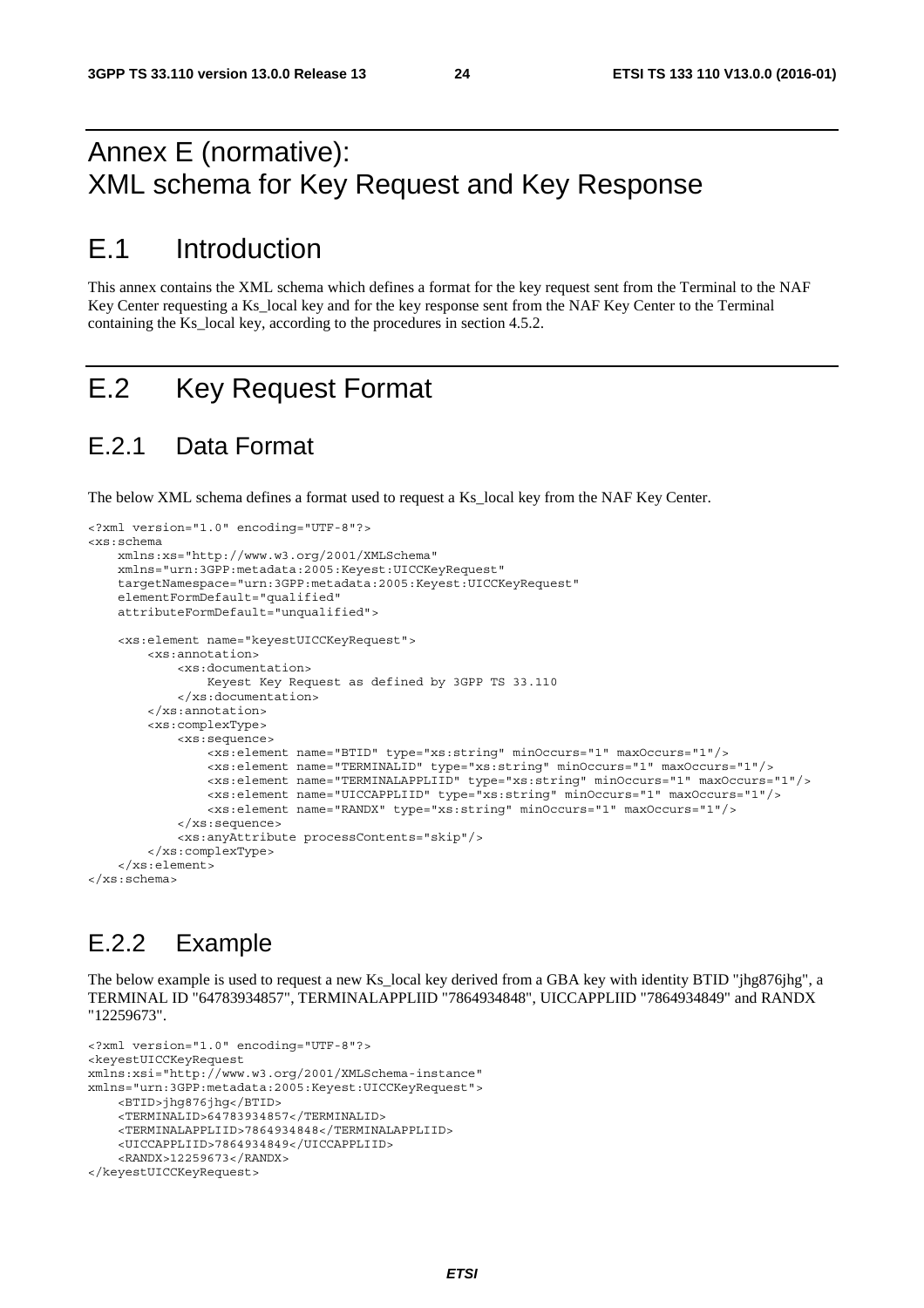# Annex E (normative): XML schema for Key Request and Key Response

# E.1 Introduction

This annex contains the XML schema which defines a format for the key request sent from the Terminal to the NAF Key Center requesting a Ks_local key and for the key response sent from the NAF Key Center to the Terminal containing the Ks_local key, according to the procedures in section 4.5.2.

# E.2 Key Request Format

## E.2.1 Data Format

The below XML schema defines a format used to request a Ks_local key from the NAF Key Center.

```
<?xml version="1.0" encoding="UTF-8"?>
<xs:schema
    xmlns:xs="http://www.w3.org/2001/XMLSchema"
    xmlns="urn:3GPP:metadata:2005:Keyest:UICCKeyRequest"
    targetNamespace="urn:3GPP:metadata:2005:Keyest:UICCKeyRequest"
    elementFormDefault="qualified"
    attributeFormDefault="unqualified">

    <xs:element name="keyestUICCKeyRequest">
        <xs:annotation>
            <xs:documentation>
                Keyest Key Request as defined by 3GPP TS 33.110
            </xs:documentation>
        </xs:annotation>
        <xs:complexType>
            <xs:sequence>
                <xs:element name="BTID" type="xs:string" minOccurs="1" maxOccurs="1"/>
                <xs:element name="TERMINALID" type="xs:string" minOccurs="1" maxOccurs="1"/>
                <xs:element name="TERMINALAPPLIID" type="xs:string" minOccurs="1" maxOccurs="1"/>
                <xs:element name="UICCAPPLIID" type="xs:string" minOccurs="1" maxOccurs="1"/>
                <xs:element name="RANDX" type="xs:string" minOccurs="1" maxOccurs="1"/>
            </xs:sequence>
            <xs:anyAttribute processContents="skip"/>
        </xs:complexType>
    </xs:element>
</xs:schema>
```

## E.2.2 Example

The below example is used to request a new Ks_local key derived from a GBA key with identity BTID "jhg876jhg", a TERMINAL ID "64783934857", TERMINALAPPLIID "7864934848", UICCAPPLIID "7864934849" and RANDX "12259673".

```
<?xml version="1.0" encoding="UTF-8"?>
<keyestUICCKeyRequest
xmlns:xsi="http://www.w3.org/2001/XMLSchema-instance"
xmlns="urn:3GPP:metadata:2005:Keyest:UICCKeyRequest">
    <BTID>jhg876jhg</BTID>
    <TERMINALID>64783934857</TERMINALID>
    <TERMINALAPPLIID>7864934848</TERMINALAPPLIID>
    <UICCAPPLIID>7864934849</UICCAPPLIID>
    <RANDX>12259673</RANDX>
</keyestUICCKeyRequest>
```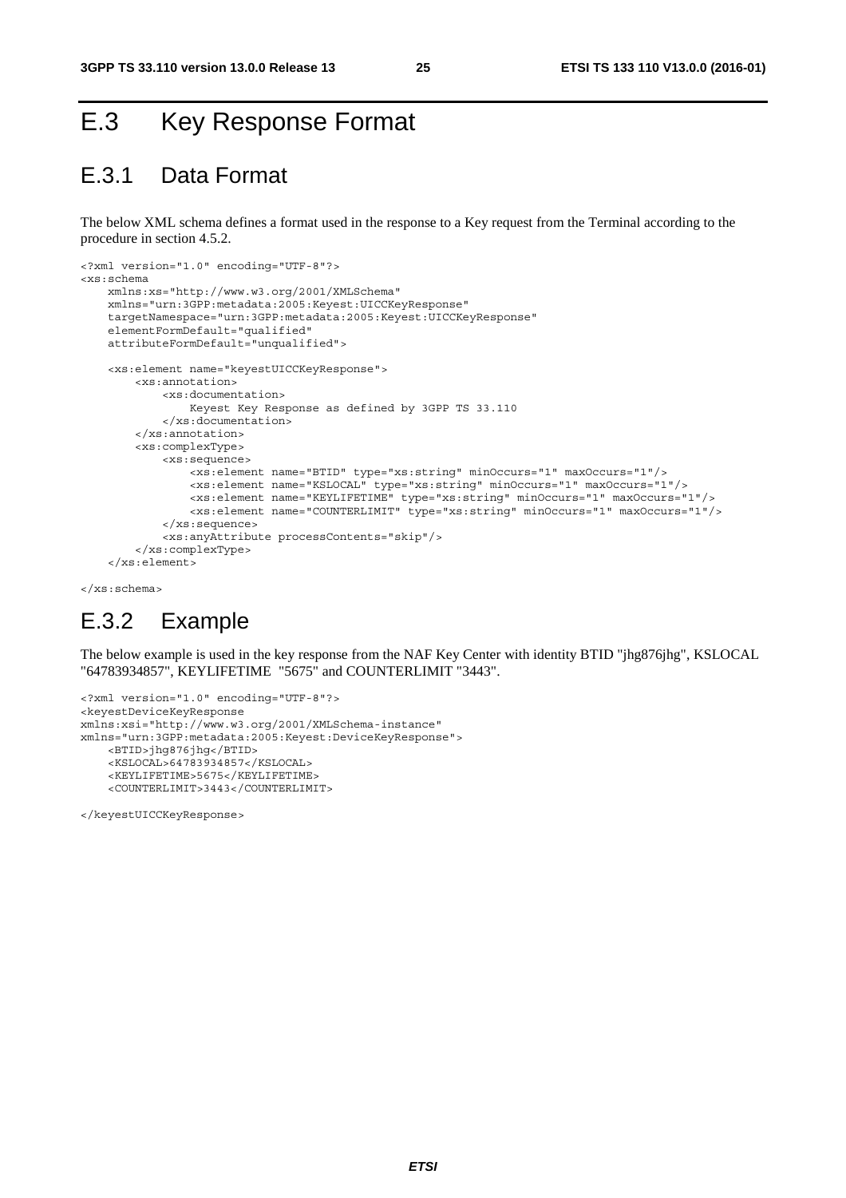# E.3 Key Response Format

## E.3.1 Data Format

The below XML schema defines a format used in the response to a Key request from the Terminal according to the procedure in section 4.5.2.

```
<?xml version="1.0" encoding="UTF-8"?>
<xs:schema
    xmlns:xs="http://www.w3.org/2001/XMLSchema"
    xmlns="urn:3GPP:metadata:2005:Keyest:UICCKeyResponse"
    targetNamespace="urn:3GPP:metadata:2005:Keyest:UICCKeyResponse"
    elementFormDefault="qualified"
    attributeFormDefault="unqualified">

    <xs:element name="keyestUICCKeyResponse">
        <xs:annotation>
            <xs:documentation>
                Keyest Key Response as defined by 3GPP TS 33.110
            </xs:documentation>
        </xs:annotation>
        <xs:complexType>
            <xs:sequence>
                <xs:element name="BTID" type="xs:string" minOccurs="1" maxOccurs="1"/>
                <xs:element name="KSLOCAL" type="xs:string" minOccurs="1" maxOccurs="1"/>
                <xs:element name="KEYLIFETIME" type="xs:string" minOccurs="1" maxOccurs="1"/>
                <xs:element name="COUNTERLIMIT" type="xs:string" minOccurs="1" maxOccurs="1"/>
            </xs:sequence>
            <xs:anyAttribute processContents="skip"/>
        </xs:complexType>
    </xs:element>

</xs:schema>
```

## E.3.2 Example

The below example is used in the key response from the NAF Key Center with identity BTID "jhg876jhg", KSLOCAL "64783934857", KEYLIFETIME "5675" and COUNTERLIMIT "3443".

```
<?xml version="1.0" encoding="UTF-8"?>
<keyestDeviceKeyResponse
xmlns:xsi="http://www.w3.org/2001/XMLSchema-instance"
xmlns="urn:3GPP:metadata:2005:Keyest:DeviceKeyResponse">
    <BTID>jhg876jhg</BTID>
    <KSLOCAL>64783934857</KSLOCAL>
    <KEYLIFETIME>5675</KEYLIFETIME>
    <COUNTERLIMIT>3443</COUNTERLIMIT>

</keyestUICCKeyResponse>
```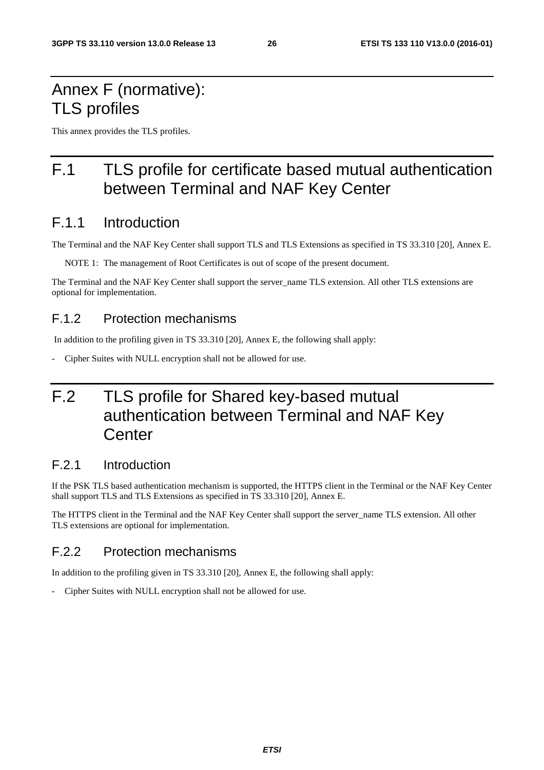# Annex F (normative): TLS profiles

This annex provides the TLS profiles.

# F.1 TLS profile for certificate based mutual authentication between Terminal and NAF Key Center

## F.1.1 Introduction

The Terminal and the NAF Key Center shall support TLS and TLS Extensions as specified in TS 33.310 [20], Annex E.

NOTE 1: The management of Root Certificates is out of scope of the present document.

The Terminal and the NAF Key Center shall support the server_name TLS extension. All other TLS extensions are optional for implementation.

### F.1.2 Protection mechanisms

In addition to the profiling given in TS 33.310 [20], Annex E, the following shall apply:

- Cipher Suites with NULL encryption shall not be allowed for use.

# F.2 TLS profile for Shared key-based mutual authentication between Terminal and NAF Key Center

## F.2.1 Introduction

If the PSK TLS based authentication mechanism is supported, the HTTPS client in the Terminal or the NAF Key Center shall support TLS and TLS Extensions as specified in TS 33.310 [20], Annex E.

The HTTPS client in the Terminal and the NAF Key Center shall support the server_name TLS extension. All other TLS extensions are optional for implementation.

## F.2.2 Protection mechanisms

In addition to the profiling given in TS 33.310 [20], Annex E, the following shall apply:

- Cipher Suites with NULL encryption shall not be allowed for use.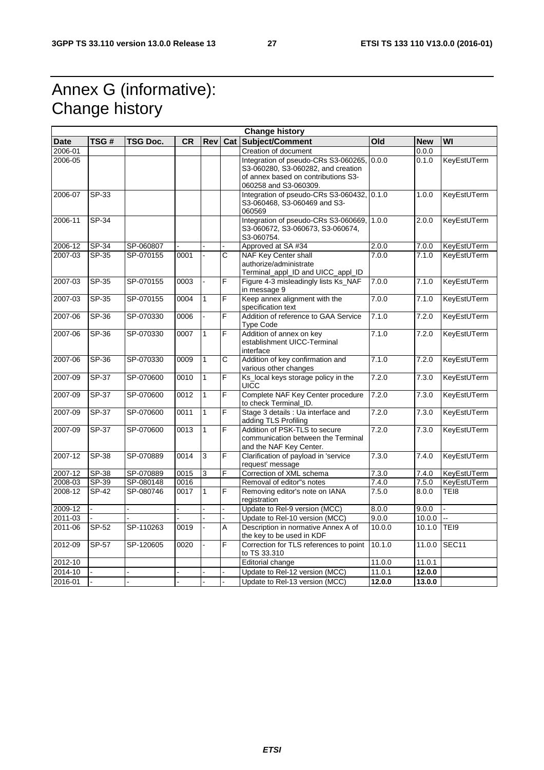# Annex G (informative): Change history

| Change history | | | | | | | | | |
|---|---|---|---|---|---|---|---|---|---|
| **Date** | **TSG #** | **TSG Doc.** | **CR** | **Rev** | **Cat** | **Subject/Comment** | **Old** | **New** | **WI** |
| 2006-01 | | | | | | Creation of document | | 0.0.0 | |
| 2006-05 | | | | | | Integration of pseudo-CRs S3-060265, S3-060280, S3-060282, and creation of annex based on contributions S3-060258 and S3-060309. | 0.0.0 | 0.1.0 | KeyEstUTerm |
| 2006-07 | SP-33 | | | | | Integration of pseudo-CRs S3-060432, S3-060468, S3-060469 and S3-060569 | 0.1.0 | 1.0.0 | KeyEstUTerm |
| 2006-11 | SP-34 | | | | | Integration of pseudo-CRs S3-060669, S3-060672, S3-060673, S3-060674, S3-060754. | 1.0.0 | 2.0.0 | KeyEstUTerm |
| 2006-12 | SP-34 | SP-060807 | - | - | - | Approved at SA #34 | 2.0.0 | 7.0.0 | KeyEstUTerm |
| 2007-03 | SP-35 | SP-070155 | 0001 | - | C | NAF Key Center shall authorize/administrate Terminal_appl_ID and UICC_appl_ID | 7.0.0 | 7.1.0 | KeyEstUTerm |
| 2007-03 | SP-35 | SP-070155 | 0003 | - | F | Figure 4-3 misleadingly lists Ks_NAF in message 9 | 7.0.0 | 7.1.0 | KeyEstUTerm |
| 2007-03 | SP-35 | SP-070155 | 0004 | 1 | F | Keep annex alignment with the specification text | 7.0.0 | 7.1.0 | KeyEstUTerm |
| 2007-06 | SP-36 | SP-070330 | 0006 | - | F | Addition of reference to GAA Service Type Code | 7.1.0 | 7.2.0 | KeyEstUTerm |
| 2007-06 | SP-36 | SP-070330 | 0007 | 1 | F | Addition of annex on key establishment UICC-Terminal interface | 7.1.0 | 7.2.0 | KeyEstUTerm |
| 2007-06 | SP-36 | SP-070330 | 0009 | 1 | C | Addition of key confirmation and various other changes | 7.1.0 | 7.2.0 | KeyEstUTerm |
| 2007-09 | SP-37 | SP-070600 | 0010 | 1 | F | Ks_local keys storage policy in the UICC | 7.2.0 | 7.3.0 | KeyEstUTerm |
| 2007-09 | SP-37 | SP-070600 | 0012 | 1 | F | Complete NAF Key Center procedure to check Terminal_ID. | 7.2.0 | 7.3.0 | KeyEstUTerm |
| 2007-09 | SP-37 | SP-070600 | 0011 | 1 | F | Stage 3 details : Ua interface and adding TLS Profiling | 7.2.0 | 7.3.0 | KeyEstUTerm |
| 2007-09 | SP-37 | SP-070600 | 0013 | 1 | F | Addition of PSK-TLS to secure communication between the Terminal and the NAF Key Center. | 7.2.0 | 7.3.0 | KeyEstUTerm |
| 2007-12 | SP-38 | SP-070889 | 0014 | 3 | F | Clarification of payload in 'service request' message | 7.3.0 | 7.4.0 | KeyEstUTerm |
| 2007-12 | SP-38 | SP-070889 | 0015 | 3 | F | Correction of XML schema | 7.3.0 | 7.4.0 | KeyEstUTerm |
| 2008-03 | SP-39 | SP-080148 | 0016 | | | Removal of editor"s notes | 7.4.0 | 7.5.0 | KeyEstUTerm |
| 2008-12 | SP-42 | SP-080746 | 0017 | 1 | F | Removing editor's note on IANA registration | 7.5.0 | 8.0.0 | TEI8 |
| 2009-12 | - | - | - | - | - | Update to Rel-9 version (MCC) | 8.0.0 | 9.0.0 | - |
| 2011-03 | - | - | - | - | - | Update to Rel-10 version (MCC) | 9.0.0 | 10.0.0 | -- |
| 2011-06 | SP-52 | SP-110263 | 0019 | - | A | Description in normative Annex A of the key to be used in KDF | 10.0.0 | 10.1.0 | TEI9 |
| 2012-09 | SP-57 | SP-120605 | 0020 | - | F | Correction for TLS references to point to TS 33.310 | 10.1.0 | 11.0.0 | SEC11 |
| 2012-10 | | | | | | Editorial change | 11.0.0 | 11.0.1 | |
| 2014-10 | - | - | - | - | - | Update to Rel-12 version (MCC) | 11.0.1 | **12.0.0** | |
| 2016-01 | - | - | - | - | - | Update to Rel-13 version (MCC) | **12.0.0** | **13.0.0** | |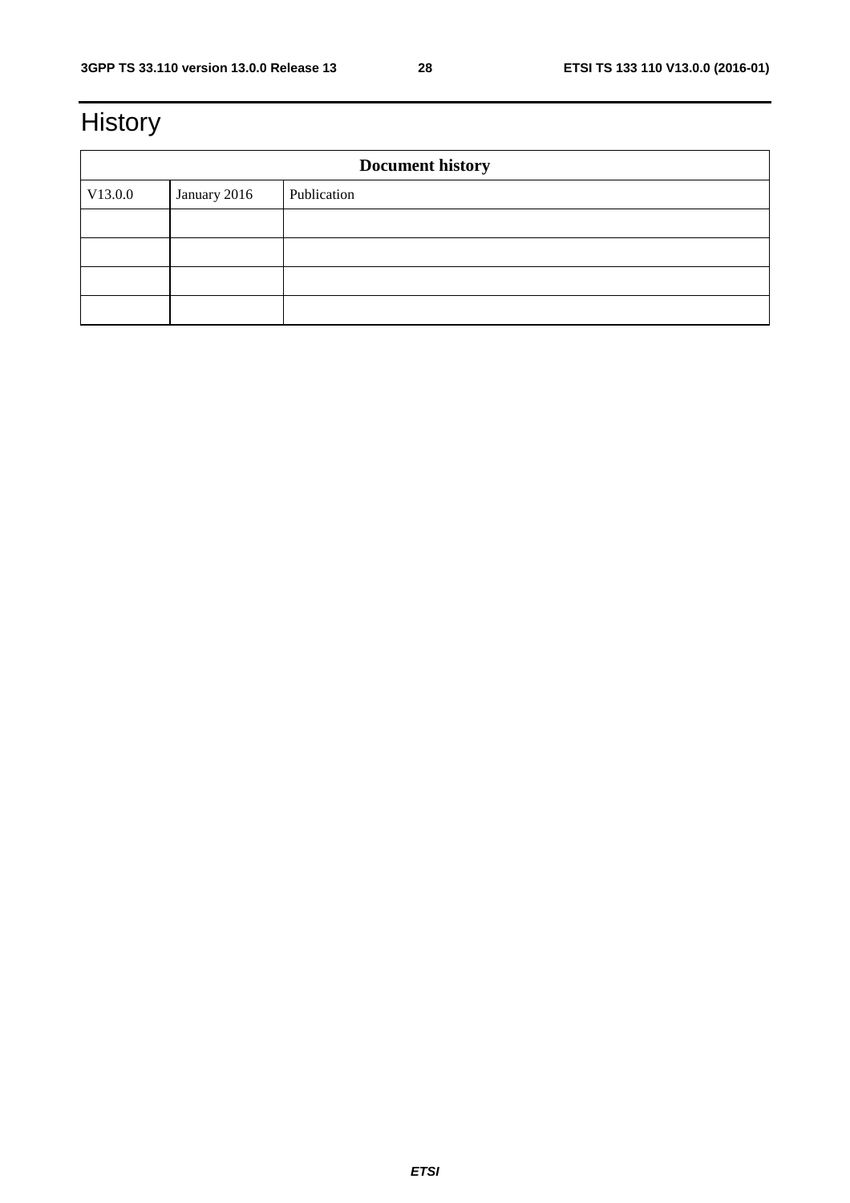# History

| Document history | | |
|---|---|---|
| V13.0.0 | January 2016 | Publication |
| | | |
| | | |
| | | |
| | | |